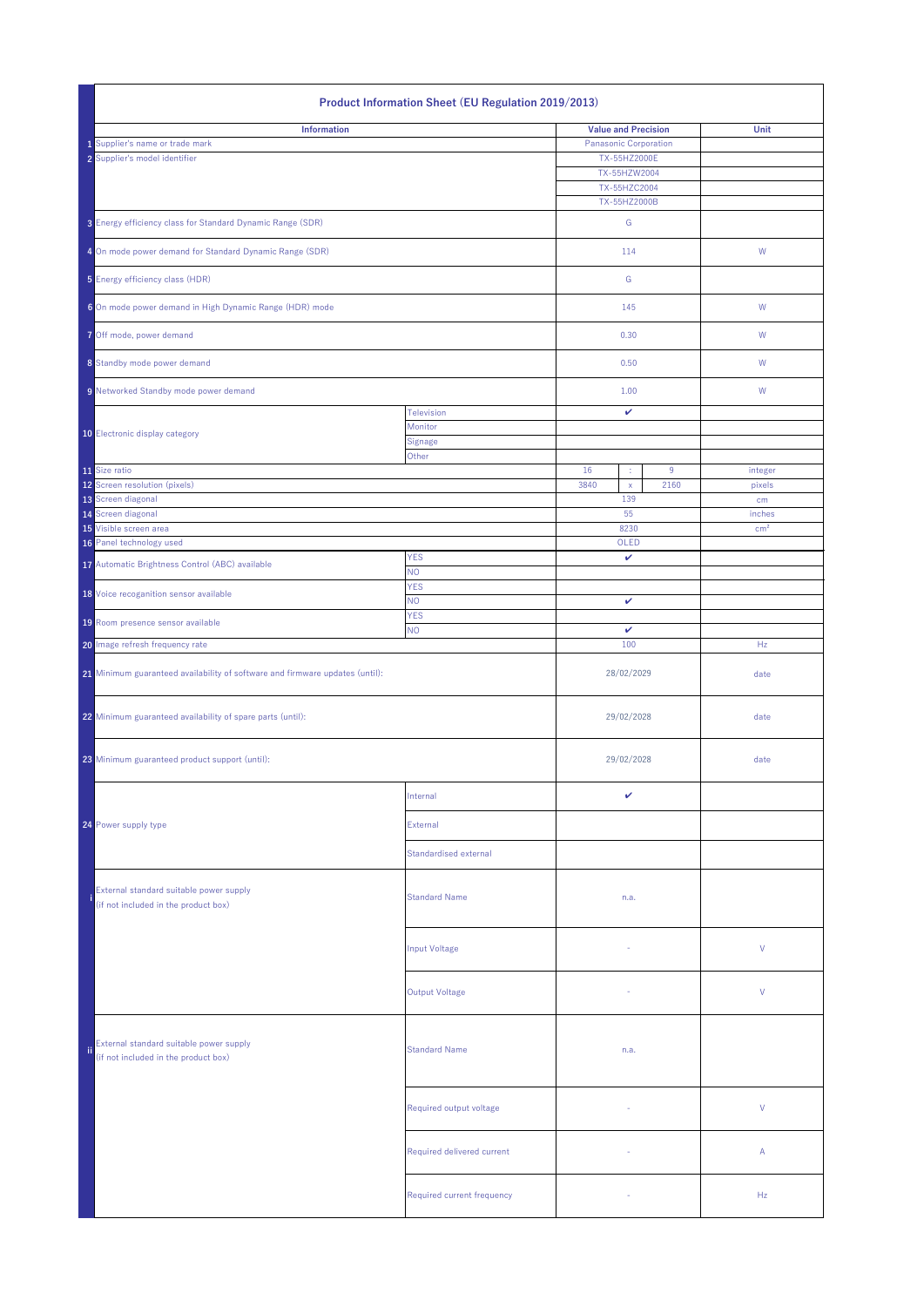# Product Information Sheet (EU Regulation 2019/2013)

| | Information | | Value and Precision | | | Unit |
|---|---|---|---|---|---|---|
| 1 | Supplier's name or trade mark | | Panasonic Corporation | | | |
| 2 | Supplier's model identifier | | TX-55HZ2000E | | | |
| | | | TX-55HZW2004 | | | |
| | | | TX-55HZC2004 | | | |
| | | | TX-55HZ2000B | | | |
| 3 | Energy efficiency class for Standard Dynamic Range (SDR) | | G | | | |
| 4 | On mode power demand for Standard Dynamic Range (SDR) | | 114 | | | W |
| 5 | Energy efficiency class (HDR) | | G | | | |
| 6 | On mode power demand in High Dynamic Range (HDR) mode | | 145 | | | W |
| 7 | Off mode, power demand | | 0.30 | | | W |
| 8 | Standby mode power demand | | 0.50 | | | W |
| 9 | Networked Standby mode power demand | | 1.00 | | | W |
| 10 | Electronic display category | Television | ✔ | | | |
| | | Monitor | | | | |
| | | Signage | | | | |
| | | Other | | | | |
| 11 | Size ratio | | 16 | : | 9 | integer |
| 12 | Screen resolution (pixels) | | 3840 | x | 2160 | pixels |
| 13 | Screen diagonal | | 139 | | | cm |
| 14 | Screen diagonal | | 55 | | | inches |
| 15 | Visible screen area | | 8230 | | | cm² |
| 16 | Panel technology used | | OLED | | | |
| 17 | Automatic Brightness Control (ABC) available | YES | ✔ | | | |
| | | NO | | | | |
| 18 | Voice recoganition sensor available | YES | | | | |
| | | NO | ✔ | | | |
| 19 | Room presence sensor available | YES | | | | |
| | | NO | ✔ | | | |
| 20 | Image refresh frequency rate | | 100 | | | Hz |
| 21 | Minimum guaranteed availability of software and firmware updates (until): | | 28/02/2029 | | | date |
| 22 | Minimum guaranteed availability of spare parts (until): | | 29/02/2028 | | | date |
| 23 | Minimum guaranteed product support (until): | | 29/02/2028 | | | date |
| 24 | Power supply type | Internal | ✔ | | | |
| | | External | | | | |
| | | Standardised external | | | | |
| i | External standard suitable power supply (if not included in the product box) | Standard Name | n.a. | | | |
| | | Input Voltage | - | | | V |
| | | Output Voltage | - | | | V |
| ii | External standard suitable power supply (if not included in the product box) | Standard Name | n.a. | | | |
| | | Required output voltage | - | | | V |
| | | Required delivered current | - | | | A |
| | | Required current frequency | - | | | Hz |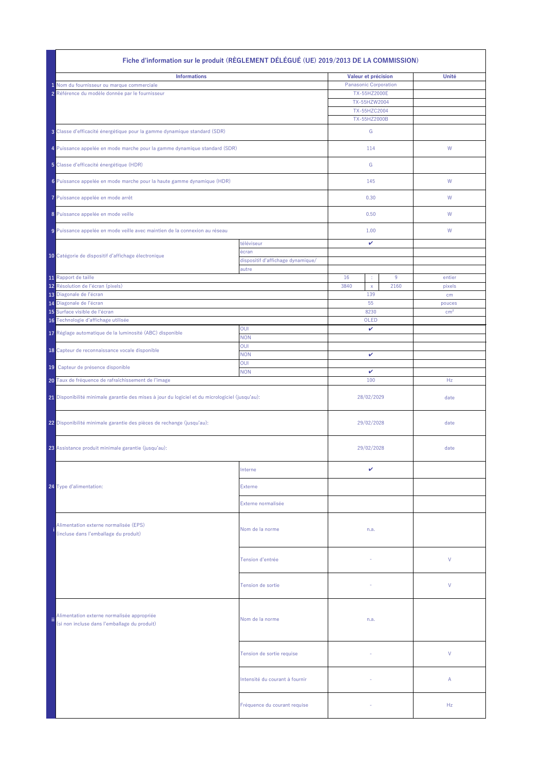## Fiche d'information sur le produit (RÈGLEMENT DÉLÉGUÉ (UE) 2019/2013 DE LA COMMISSION)

| | Informations | | Valeur et précision | | | Unité |
|---|---|---|---|---|---|---|
| 1 | Nom du fournisseur ou marque commerciale | | Panasonic Corporation | | | |
| 2 | Référence du modèle donnée par le fournisseur | | TX-55HZ2000E | | | |
| | | | TX-55HZW2004 | | | |
| | | | TX-55HZC2004 | | | |
| | | | TX-55HZ2000B | | | |
| 3 | Classe d'efficacité énergétique pour la gamme dynamique standard (SDR) | | G | | | |
| 4 | Puissance appelée en mode marche pour la gamme dynamique standard (SDR) | | 114 | | | W |
| 5 | Classe d'efficacité énergétique (HDR) | | G | | | |
| 6 | Puissance appelée en mode marche pour la haute gamme dynamique (HDR) | | 145 | | | W |
| 7 | Puissance appelée en mode arrêt | | 0.30 | | | W |
| 8 | Puissance appelée en mode veille | | 0.50 | | | W |
| 9 | Puissance appelée en mode veille avec maintien de la connexion au réseau | | 1.00 | | | W |
| 10 | Catégorie de dispositif d'affichage électronique | téléviseur | ✔ | | | |
| | | écran | | | | |
| | | dispositif d'affichage dynamique/ | | | | |
| | | autre | | | | |
| 11 | Rapport de taille | | 16 | : | 9 | entier |
| 12 | Résolution de l'écran (pixels) | | 3840 | x | 2160 | pixels |
| 13 | Diagonale de l'écran | | 139 | | | cm |
| 14 | Diagonale de l'écran | | 55 | | | pouces |
| 15 | Surface visible de l'écran | | 8230 | | | cm² |
| 16 | Technologie d'affichage utilisée | | OLED | | | |
| 17 | Réglage automatique de la luminosité (ABC) disponible | OUI | ✔ | | | |
| | | NON | | | | |
| 18 | Capteur de reconnaissance vocale disponible | OUI | | | | |
| | | NON | ✔ | | | |
| 19 | Capteur de présence disponible | OUI | | | | |
| | | NON | ✔ | | | |
| 20 | Taux de fréquence de rafraîchissement de l'image | | 100 | | | Hz |
| 21 | Disponibilité minimale garantie des mises à jour du logiciel et du micrologiciel (jusqu'au): | | 28/02/2029 | | | date |
| 22 | Disponibilité minimale garantie des pièces de rechange (jusqu'au): | | 29/02/2028 | | | date |
| 23 | Assistance produit minimale garantie (jusqu'au): | | 29/02/2028 | | | date |
| 24 | Type d'alimentation: | Interne | ✔ | | | |
| | | Externe | | | | |
| | | Externe normalisée | | | | |
| i | Alimentation externe normalisée (EPS) (incluse dans l'emballage du produit) | Nom de la norme | n.a. | | | |
| | | Tension d'entrée | - | | | V |
| | | Tension de sortie | - | | | V |
| ii | Alimentation externe normalisée appropriée (si non incluse dans l'emballage du produit) | Nom de la norme | n.a. | | | |
| | | Tension de sortie requise | - | | | V |
| | | Intensité du courant à fournir | - | | | A |
| | | Fréquence du courant requise | - | | | Hz |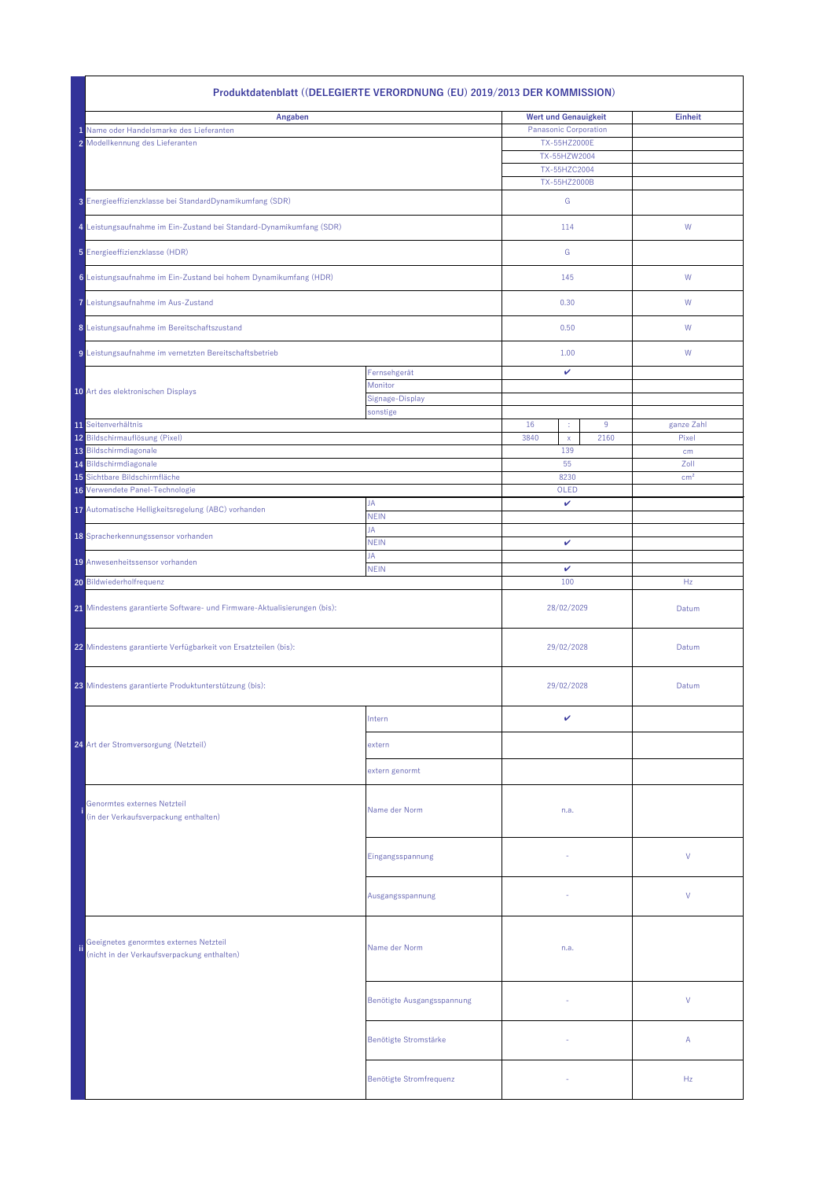# Produktdatenblatt ((DELEGIERTE VERORDNUNG (EU) 2019/2013 DER KOMMISSION)

| | Angaben | | Wert und Genauigkeit | | | Einheit |
|---|---|---|---|---|---|---|
| 1 | Name oder Handelsmarke des Lieferanten | | Panasonic Corporation | | | |
| 2 | Modellkennung des Lieferanten | | TX-55HZ2000E | | | |
| | | | TX-55HZW2004 | | | |
| | | | TX-55HZC2004 | | | |
| | | | TX-55HZ2000B | | | |
| 3 | Energieeffizienzklasse bei StandardDynamikumfang (SDR) | | G | | | |
| 4 | Leistungsaufnahme im Ein-Zustand bei Standard-Dynamikumfang (SDR) | | 114 | | | W |
| 5 | Energieeffizienzklasse (HDR) | | G | | | |
| 6 | Leistungsaufnahme im Ein-Zustand bei hohem Dynamikumfang (HDR) | | 145 | | | W |
| 7 | Leistungsaufnahme im Aus-Zustand | | 0.30 | | | W |
| 8 | Leistungsaufnahme im Bereitschaftszustand | | 0.50 | | | W |
| 9 | Leistungsaufnahme im vernetzten Bereitschaftsbetrieb | | 1.00 | | | W |
| 10 | Art des elektronischen Displays | Fernsehgerät | ✔ | | | |
| | | Monitor | | | | |
| | | Signage-Display | | | | |
| | | sonstige | | | | |
| 11 | Seitenverhältnis | | 16 | : | 9 | ganze Zahl |
| 12 | Bildschirmauflösung (Pixel) | | 3840 | x | 2160 | Pixel |
| 13 | Bildschirmdiagonale | | 139 | | | cm |
| 14 | Bildschirmdiagonale | | 55 | | | Zoll |
| 15 | Sichtbare Bildschirmfläche | | 8230 | | | cm² |
| 16 | Verwendete Panel-Technologie | | OLED | | | |
| 17 | Automatische Helligkeitsregelung (ABC) vorhanden | JA | ✔ | | | |
| | | NEIN | | | | |
| 18 | Spracherkennungssensor vorhanden | JA | | | | |
| | | NEIN | ✔ | | | |
| 19 | Anwesenheitssensor vorhanden | JA | | | | |
| | | NEIN | ✔ | | | |
| 20 | Bildwiederholfrequenz | | 100 | | | Hz |
| 21 | Mindestens garantierte Software- und Firmware-Aktualisierungen (bis): | | 28/02/2029 | | | Datum |
| 22 | Mindestens garantierte Verfügbarkeit von Ersatzteilen (bis): | | 29/02/2028 | | | Datum |
| 23 | Mindestens garantierte Produktunterstützung (bis): | | 29/02/2028 | | | Datum |
| 24 | Art der Stromversorgung (Netzteil) | Intern | ✔ | | | |
| | | extern | | | | |
| | | extern genormt | | | | |
| i | Genormtes externes Netzteil (in der Verkaufsverpackung enthalten) | Name der Norm | n.a. | | | |
| | | Eingangsspannung | - | | | V |
| | | Ausgangsspannung | - | | | V |
| ii | Geeignetes genormtes externes Netzteil (nicht in der Verkaufsverpackung enthalten) | Name der Norm | n.a. | | | |
| | | Benötigte Ausgangsspannung | - | | | V |
| | | Benötigte Stromstärke | - | | | A |
| | | Benötigte Stromfrequenz | - | | | Hz |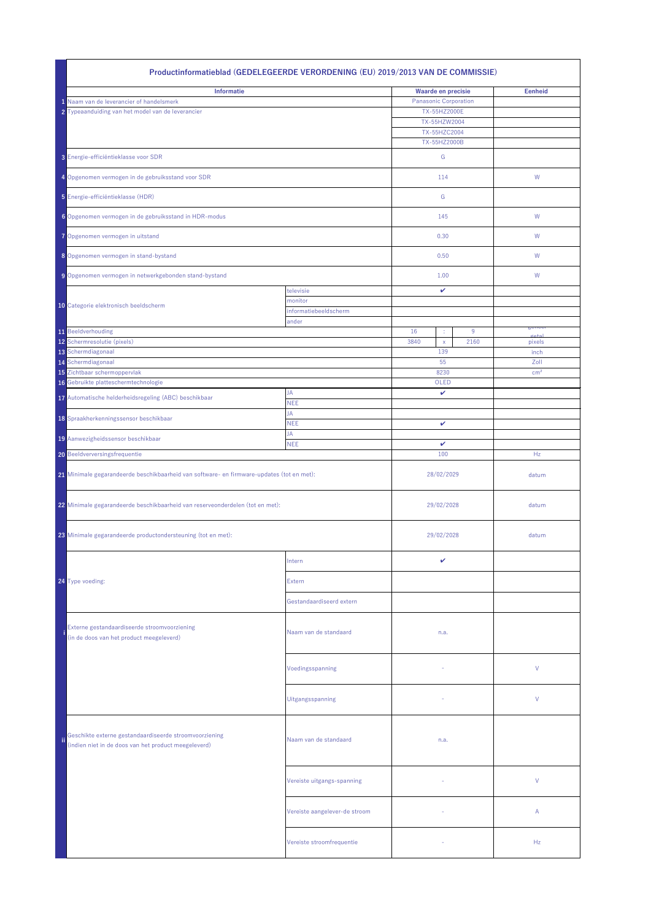## Productinformatieblad (GEDELEGEERDE VERORDENING (EU) 2019/2013 VAN DE COMMISSIE)

| | Informatie | | Waarde en precisie | | | Eenheid |
|---|---|---|---|---|---|---|
| 1 | Naam van de leverancier of handelsmerk | | Panasonic Corporation | | | |
| 2 | Typeaanduiding van het model van de leverancier | | TX-55HZ2000E | | | |
| | | | TX-55HZW2004 | | | |
| | | | TX-55HZC2004 | | | |
| | | | TX-55HZ2000B | | | |
| 3 | Energie-efficiëntieklasse voor SDR | | G | | | |
| 4 | Opgenomen vermogen in de gebruiksstand voor SDR | | 114 | | | W |
| 5 | Energie-efficiëntieklasse (HDR) | | G | | | |
| 6 | Opgenomen vermogen in de gebruiksstand in HDR-modus | | 145 | | | W |
| 7 | Opgenomen vermogen in uitstand | | 0.30 | | | W |
| 8 | Opgenomen vermogen in stand-bystand | | 0.50 | | | W |
| 9 | Opgenomen vermogen in netwerkgebonden stand-bystand | | 1.00 | | | W |
| 10 | Categorie elektronisch beeldscherm | televisie | ✔ | | | |
| | | monitor | | | | |
| | | informatiebeeldscherm | | | | |
| | | ander | | | | |
| 11 | Beeldverhouding | | 16 | : | 9 | geheel getal |
| 12 | Schermresolutie (pixels) | | 3840 | x | 2160 | pixels |
| 13 | Schermdiagonaal | | 139 | | | inch |
| 14 | Schermdiagonaal | | 55 | | | Zoll |
| 15 | Zichtbaar schermoppervlak | | 8230 | | | cm² |
| 16 | Gebruikte platteschermtechnologie | | OLED | | | |
| 17 | Automatische helderheidsregeling (ABC) beschikbaar | JA | ✔ | | | |
| | | NEE | | | | |
| 18 | Spraakherkenningssensor beschikbaar | JA | | | | |
| | | NEE | ✔ | | | |
| 19 | Aanwezigheidssensor beschikbaar | JA | | | | |
| | | NEE | ✔ | | | |
| 20 | Beeldverversingsfrequentie | | 100 | | | Hz |
| 21 | Minimale gegarandeerde beschikbaarheid van software- en firmware-updates (tot en met): | | 28/02/2029 | | | datum |
| 22 | Minimale gegarandeerde beschikbaarheid van reserveonderdelen (tot en met): | | 29/02/2028 | | | datum |
| 23 | Minimale gegarandeerde productondersteuning (tot en met): | | 29/02/2028 | | | datum |
| 24 | Type voeding: | Intern | ✔ | | | |
| | | Extern | | | | |
| | | Gestandaardiseerd extern | | | | |
| i | Externe gestandaardiseerde stroomvoorziening (in de doos van het product meegeleverd) | Naam van de standaard | n.a. | | | |
| | | Voedingsspanning | - | | | V |
| | | Uitgangsspanning | - | | | V |
| ii | Geschikte externe gestandaardiseerde stroomvoorziening (indien niet in de doos van het product meegeleverd) | Naam van de standaard | n.a. | | | |
| | | Vereiste uitgangs-spanning | - | | | V |
| | | Vereiste aangelever-de stroom | - | | | A |
| | | Vereiste stroomfrequentie | - | | | Hz |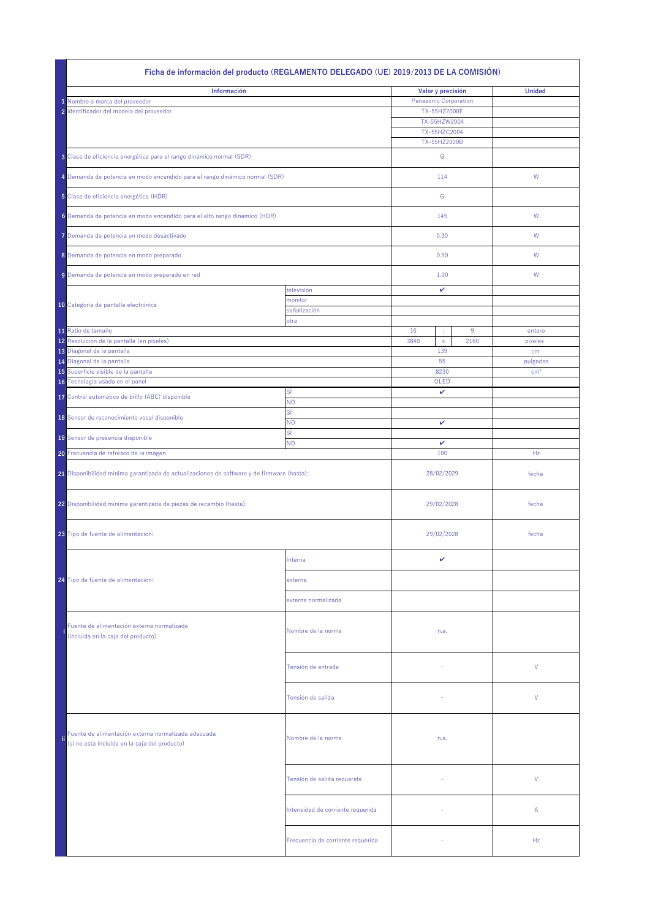# Ficha de información del producto (REGLAMENTO DELEGADO (UE) 2019/2013 DE LA COMISIÓN)

| | Información | | Valor y precisión | | | Unidad |
|---|---|---|---|---|---|---|
| 1 | Nombre o marca del proveedor | | Panasonic Corporation | | | |
| 2 | Identificador del modelo del proveedor | | TX-55HZ2000E | | | |
| | | | TX-55HZW2004 | | | |
| | | | TX-55HZC2004 | | | |
| | | | TX-55HZ2000B | | | |
| 3 | Clase de eficiencia energética para el rango dinámico normal (SDR) | | G | | | |
| 4 | Demanda de potencia en modo encendido para el rango dinámico normal (SDR) | | 114 | | | W |
| 5 | Clase de eficiencia energética (HDR) | | G | | | |
| 6 | Demanda de potencia en modo encendido para el alto rango dinámico (HDR) | | 145 | | | W |
| 7 | Demanda de potencia en modo desactivado | | 0.30 | | | W |
| 8 | Demanda de potencia en modo preparado | | 0.50 | | | W |
| 9 | Demanda de potencia en modo preparado en red | | 1.00 | | | W |
| 10 | Categoría de pantalla electrónica | televisión | ✔ | | | |
| | | monitor | | | | |
| | | señalización | | | | |
| | | otra | | | | |
| 11 | Ratio de tamaño | | 16 | : | 9 | entero |
| 12 | Resolución de la pantalla (en píxeles) | | 3840 | x | 2160 | píxeles |
| 13 | Diagonal de la pantalla | | 139 | | | cm |
| 14 | Diagonal de la pantalla | | 55 | | | pulgadas |
| 15 | Superficie visible de la pantalla | | 8230 | | | cm² |
| 16 | Tecnología usada en el panel | | OLED | | | |
| 17 | Control automático de brillo (ABC) disponible | SÍ | ✔ | | | |
| | | NO | | | | |
| 18 | Sensor de reconocimiento vocal disponible | SÍ | | | | |
| | | NO | ✔ | | | |
| 19 | Sensor de presencia disponible | SÍ | | | | |
| | | NO | ✔ | | | |
| 20 | Frecuencia de refresco de la imagen | | 100 | | | Hz |
| 21 | Disponibilidad mínima garantizada de actualizaciones de software y de firmware (hasta): | | 28/02/2029 | | | fecha |
| 22 | Disponibilidad mínima garantizada de piezas de recambio (hasta): | | 29/02/2028 | | | fecha |
| 23 | Tipo de fuente de alimentación: | | 29/02/2028 | | | fecha |
| 24 | Tipo de fuente de alimentación: | Interna | ✔ | | | |
| | | externa | | | | |
| | | externa normalizada | | | | |
| i | Fuente de alimentación externa normalizada (incluida en la caja del producto) | Nombre de la norma | n.a. | | | |
| | | Tensión de entrada | - | | | V |
| | | Tensión de salida | - | | | V |
| ii | Fuente de alimentación externa normalizada adecuada (si no está incluida en la caja del producto) | Nombre de la norma | n.a. | | | |
| | | Tensión de salida requerida | - | | | V |
| | | Intensidad de corriente requerida | - | | | A |
| | | Frecuencia de corriente requerida | - | | | Hz |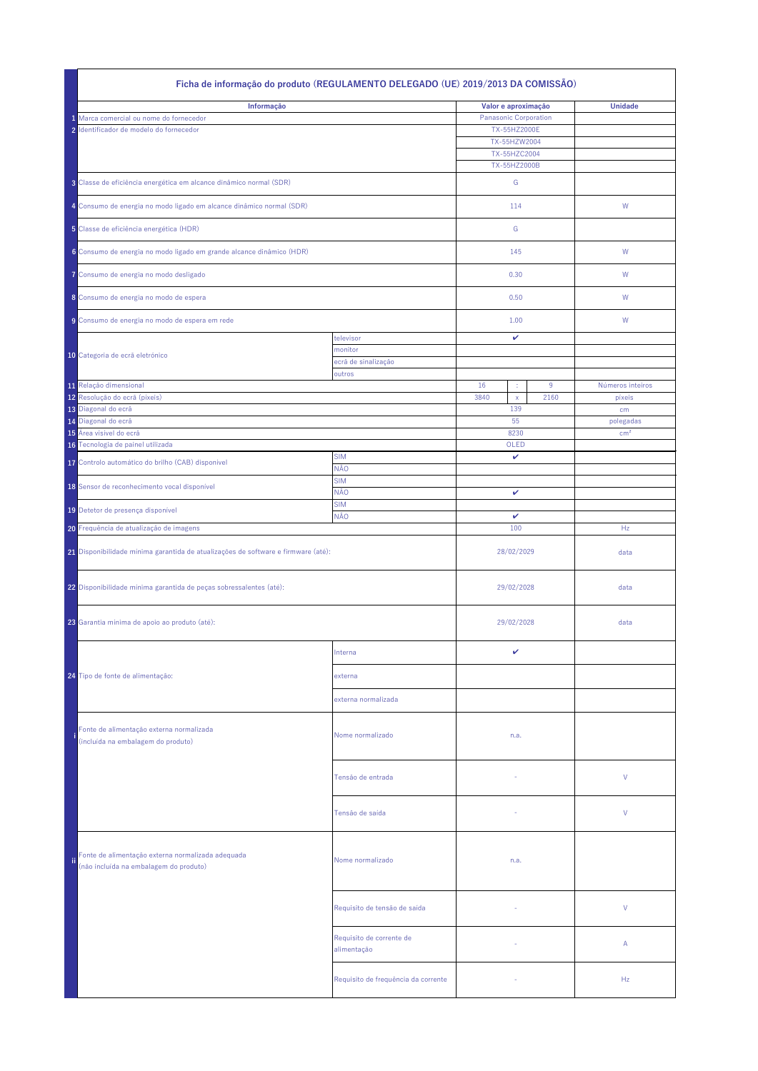## Ficha de informação do produto (REGULAMENTO DELEGADO (UE) 2019/2013 DA COMISSÃO)

| | Informação | | Valor e aproximação | | | Unidade |
|---|---|---|---|---|---|---|
| 1 | Marca comercial ou nome do fornecedor | | Panasonic Corporation | | | |
| 2 | Identificador de modelo do fornecedor | | TX-55HZ2000E | | | |
| | | | TX-55HZW2004 | | | |
| | | | TX-55HZC2004 | | | |
| | | | TX-55HZ2000B | | | |
| 3 | Classe de eficiência energética em alcance dinâmico normal (SDR) | | G | | | |
| 4 | Consumo de energia no modo ligado em alcance dinâmico normal (SDR) | | 114 | | | W |
| 5 | Classe de eficiência energética (HDR) | | G | | | |
| 6 | Consumo de energia no modo ligado em grande alcance dinâmico (HDR) | | 145 | | | W |
| 7 | Consumo de energia no modo desligado | | 0.30 | | | W |
| 8 | Consumo de energia no modo de espera | | 0.50 | | | W |
| 9 | Consumo de energia no modo de espera em rede | | 1.00 | | | W |
| 10 | Categoria de ecrã eletrónico | televisor | ✔ | | | |
| | | monitor | | | | |
| | | ecrã de sinalização | | | | |
| | | outros | | | | |
| 11 | Relação dimensional | | 16 | : | 9 | Números inteiros |
| 12 | Resolução do ecrã (píxeis) | | 3840 | x | 2160 | píxeis |
| 13 | Diagonal do ecrã | | 139 | | | cm |
| 14 | Diagonal do ecrã | | 55 | | | polegadas |
| 15 | Área visível do ecrã | | 8230 | | | cm² |
| 16 | Tecnologia de painel utilizada | | OLED | | | |
| 17 | Controlo automático do brilho (CAB) disponível | SIM | ✔ | | | |
| | | NÃO | | | | |
| 18 | Sensor de reconhecimento vocal disponível | SIM | | | | |
| | | NÃO | ✔ | | | |
| 19 | Detetor de presença disponível | SIM | | | | |
| | | NÃO | ✔ | | | |
| 20 | Frequência de atualização de imagens | | 100 | | | Hz |
| 21 | Disponibilidade mínima garantida de atualizações de software e firmware (até): | | 28/02/2029 | | | data |
| 22 | Disponibilidade mínima garantida de peças sobressalentes (até): | | 29/02/2028 | | | data |
| 23 | Garantia mínima de apoio ao produto (até): | | 29/02/2028 | | | data |
| 24 | Tipo de fonte de alimentação: | Interna | ✔ | | | |
| | | externa | | | | |
| | | externa normalizada | | | | |
| i | Fonte de alimentação externa normalizada (incluída na embalagem do produto) | Nome normalizado | n.a. | | | |
| | | Tensão de entrada | - | | | V |
| | | Tensão de saída | - | | | V |
| ii | Fonte de alimentação externa normalizada adequada (não incluída na embalagem do produto) | Nome normalizado | n.a. | | | |
| | | Requisito de tensão de saída | - | | | V |
| | | Requisito de corrente de alimentação | - | | | A |
| | | Requisito de frequência da corrente | - | | | Hz |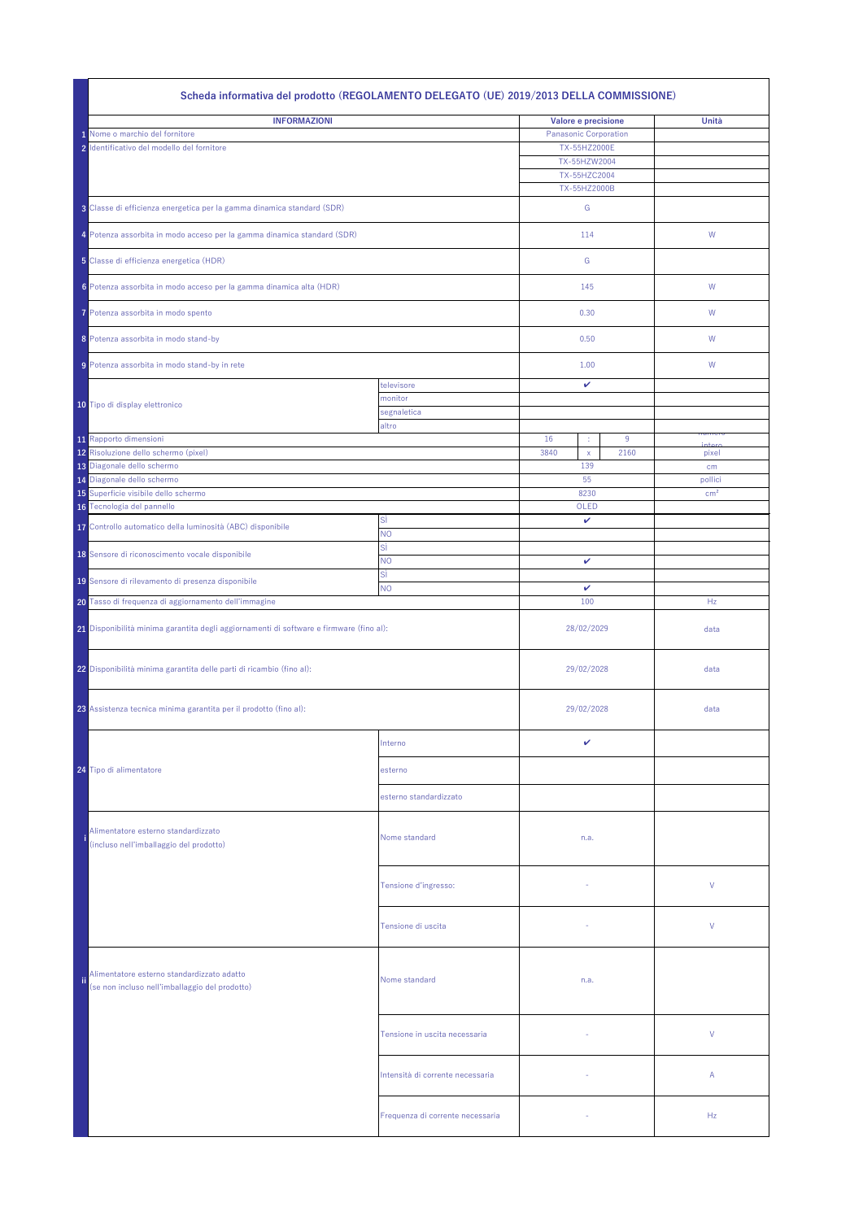## Scheda informativa del prodotto (REGOLAMENTO DELEGATO (UE) 2019/2013 DELLA COMMISSIONE)

| | INFORMAZIONI | | Valore e precisione | | | Unità |
|---|---|---|---|---|---|---|
| 1 | Nome o marchio del fornitore | | Panasonic Corporation | | | |
| 2 | Identificativo del modello del fornitore | | TX-55HZ2000E | | | |
| | | | TX-55HZW2004 | | | |
| | | | TX-55HZC2004 | | | |
| | | | TX-55HZ2000B | | | |
| 3 | Classe di efficienza energetica per la gamma dinamica standard (SDR) | | G | | | |
| 4 | Potenza assorbita in modo acceso per la gamma dinamica standard (SDR) | | 114 | | | W |
| 5 | Classe di efficienza energetica (HDR) | | G | | | |
| 6 | Potenza assorbita in modo acceso per la gamma dinamica alta (HDR) | | 145 | | | W |
| 7 | Potenza assorbita in modo spento | | 0.30 | | | W |
| 8 | Potenza assorbita in modo stand-by | | 0.50 | | | W |
| 9 | Potenza assorbita in modo stand-by in rete | | 1.00 | | | W |
| 10 | Tipo di display elettronico | televisore | ✔ | | | |
| | | monitor | | | | |
| | | segnaletica | | | | |
| | | altro | | | | |
| 11 | Rapporto dimensioni | | 16 | : | 9 | numero intero |
| 12 | Risoluzione dello schermo (pixel) | | 3840 | x | 2160 | pixel |
| 13 | Diagonale dello schermo | | 139 | | | cm |
| 14 | Diagonale dello schermo | | 55 | | | pollici |
| 15 | Superficie visibile dello schermo | | 8230 | | | cm² |
| 16 | Tecnologia del pannello | | OLED | | | |
| 17 | Controllo automatico della luminosità (ABC) disponibile | SÌ | ✔ | | | |
| | | NO | | | | |
| 18 | Sensore di riconoscimento vocale disponibile | SÌ | | | | |
| | | NO | ✔ | | | |
| 19 | Sensore di rilevamento di presenza disponibile | SÌ | | | | |
| | | NO | ✔ | | | |
| 20 | Tasso di frequenza di aggiornamento dell'immagine | | 100 | | | Hz |
| 21 | Disponibilità minima garantita degli aggiornamenti di software e firmware (fino al): | | 28/02/2029 | | | data |
| 22 | Disponibilità minima garantita delle parti di ricambio (fino al): | | 29/02/2028 | | | data |
| 23 | Assistenza tecnica minima garantita per il prodotto (fino al): | | 29/02/2028 | | | data |
| 24 | Tipo di alimentatore | Interno | ✔ | | | |
| | | esterno | | | | |
| | | esterno standardizzato | | | | |
| i | Alimentatore esterno standardizzato (incluso nell'imballaggio del prodotto) | Nome standard | n.a. | | | |
| | | Tensione d'ingresso: | - | | | V |
| | | Tensione di uscita | - | | | V |
| ii | Alimentatore esterno standardizzato adatto (se non incluso nell'imballaggio del prodotto) | Nome standard | n.a. | | | |
| | | Tensione in uscita necessaria | - | | | V |
| | | Intensità di corrente necessaria | - | | | A |
| | | Frequenza di corrente necessaria | - | | | Hz |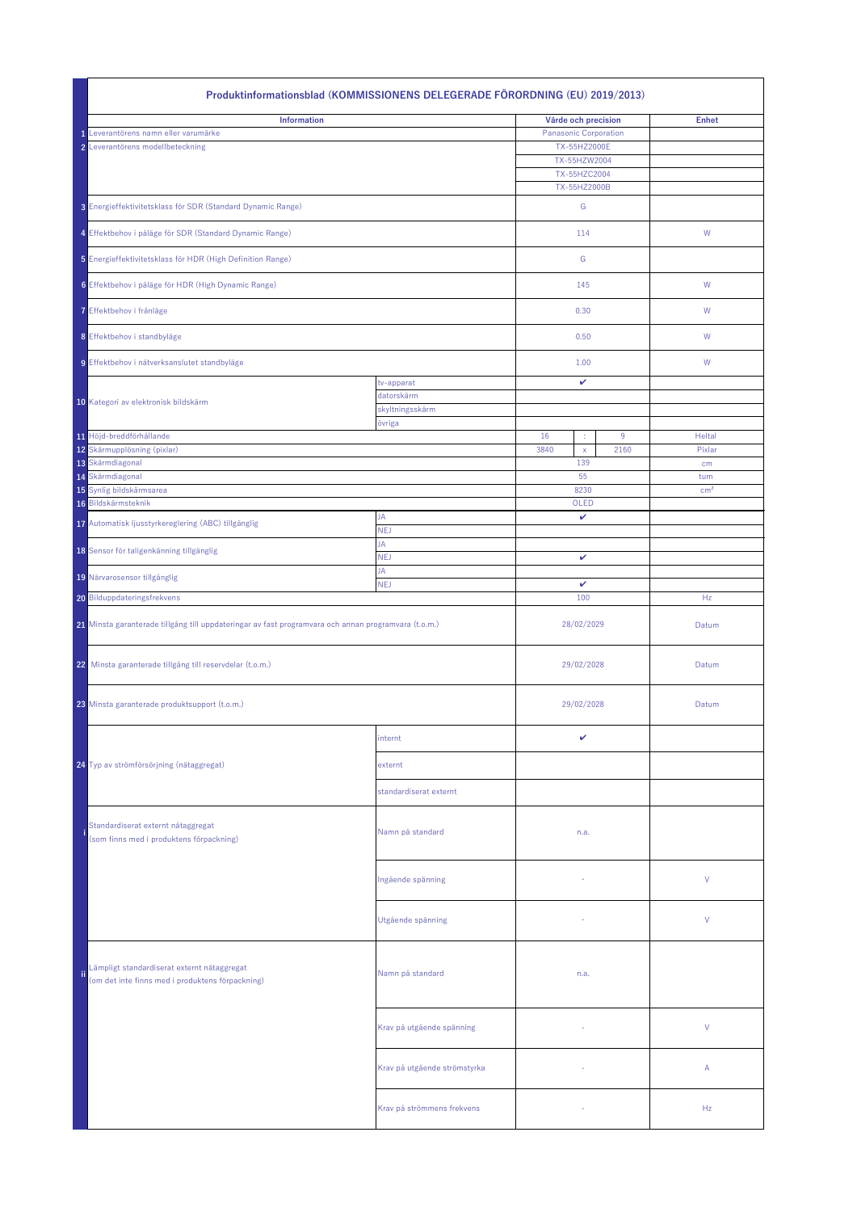## Produktinformationsblad (KOMMISSIONENS DELEGERADE FÖRORDNING (EU) 2019/2013)

| | Information | | Värde och precision | | | Enhet |
|---|---|---|---|---|---|---|
| 1 | Leverantörens namn eller varumärke | | Panasonic Corporation | | | |
| 2 | Leverantörens modellbeteckning | | TX-55HZ2000E | | | |
| | | | TX-55HZW2004 | | | |
| | | | TX-55HZC2004 | | | |
| | | | TX-55HZ2000B | | | |
| 3 | Energieffektivitetsklass för SDR (Standard Dynamic Range) | | G | | | |
| 4 | Effektbehov i påläge för SDR (Standard Dynamic Range) | | 114 | | | W |
| 5 | Energieffektivitetsklass för HDR (High Definition Range) | | G | | | |
| 6 | Effektbehov i påläge för HDR (High Dynamic Range) | | 145 | | | W |
| 7 | Effektbehov i frånläge | | 0.30 | | | W |
| 8 | Effektbehov i standbyläge | | 0.50 | | | W |
| 9 | Effektbehov i nätverksanslutet standbyläge | | 1.00 | | | W |
| 10 | Kategori av elektronisk bildskärm | tv-apparat | ✔ | | | |
| | | datorskärm | | | | |
| | | skyltningsskärm | | | | |
| | | övriga | | | | |
| 11 | Höjd-breddförhållande | | 16 | : | 9 | Heltal |
| 12 | Skärmupplösning (pixlar) | | 3840 | x | 2160 | Pixlar |
| 13 | Skärmdiagonal | | 139 | | | cm |
| 14 | Skärmdiagonal | | 55 | | | tum |
| 15 | Synlig bildskärmsarea | | 8230 | | | cm² |
| 16 | Bildskärmsteknik | | OLED | | | |
| 17 | Automatisk ljusstyrkereglering (ABC) tillgänglig | JA | ✔ | | | |
| | | NEJ | | | | |
| 18 | Sensor för taligenkänning tillgänglig | JA | | | | |
| | | NEJ | ✔ | | | |
| 19 | Närvarosensor tillgänglig | JA | | | | |
| | | NEJ | ✔ | | | |
| 20 | Bilduppdateringsfrekvens | | 100 | | | Hz |
| 21 | Minsta garanterade tillgång till uppdateringar av fast programvara och annan programvara (t.o.m.) | | 28/02/2029 | | | Datum |
| 22 | Minsta garanterade tillgång till reservdelar (t.o.m.) | | 29/02/2028 | | | Datum |
| 23 | Minsta garanterade produktsupport (t.o.m.) | | 29/02/2028 | | | Datum |
| 24 | Typ av strömförsörjning (nätaggregat) | internt | ✔ | | | |
| | | externt | | | | |
| | | standardiserat externt | | | | |
| i | Standardiserat externt nätaggregat (som finns med i produktens förpackning) | Namn på standard | n.a. | | | |
| | | Ingående spänning | - | | | V |
| | | Utgående spänning | - | | | V |
| ii | Lämpligt standardiserat externt nätaggregat (om det inte finns med i produktens förpackning) | Namn på standard | n.a. | | | |
| | | Krav på utgående spänning | - | | | V |
| | | Krav på utgående strömstyrka | - | | | A |
| | | Krav på strömmens frekvens | - | | | Hz |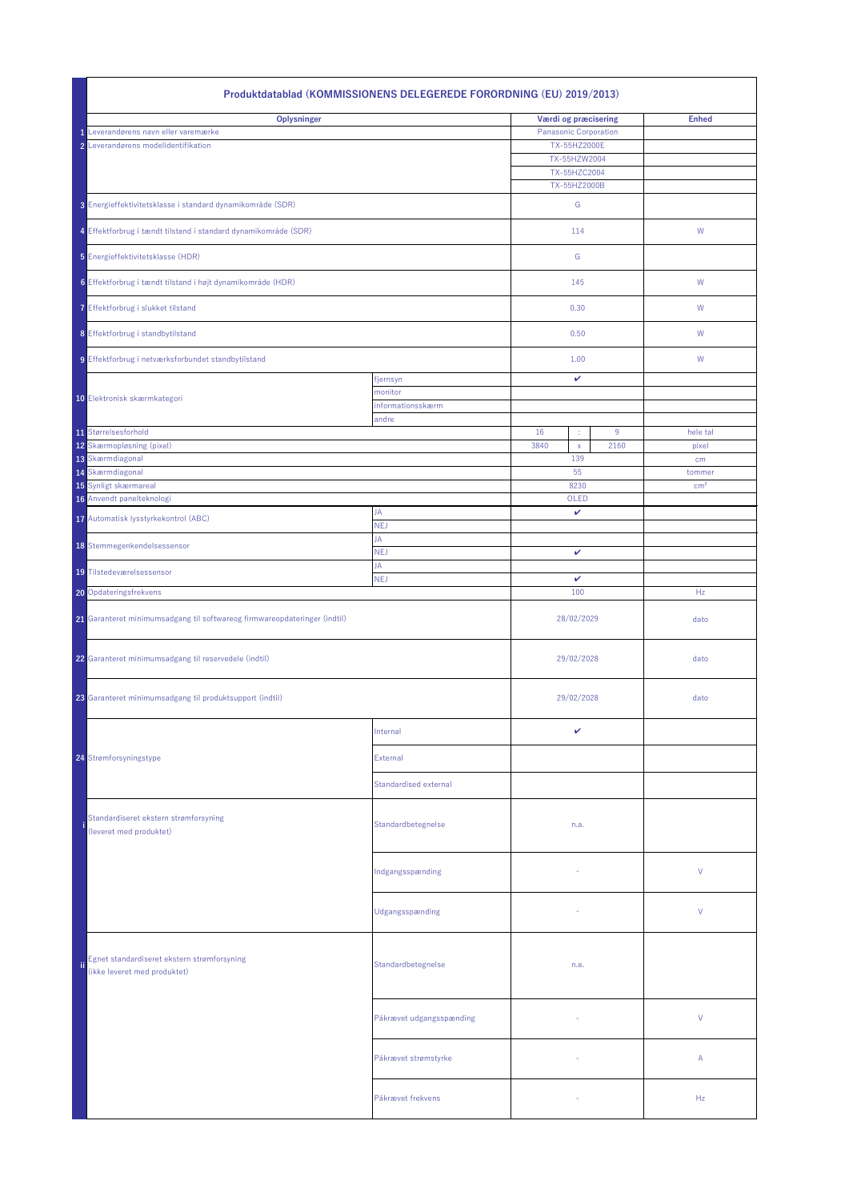## Produktdatablad (KOMMISSIONENS DELEGEREDE FORORDNING (EU) 2019/2013)

| | Oplysninger | | Værdi og præcisering | | | Enhed |
|---|---|---|---|---|---|---|
| 1 | Leverandørens navn eller varemærke | | Panasonic Corporation | | | |
| 2 | Leverandørens modelidentifikation | | TX-55HZ2000E | | | |
| | | | TX-55HZW2004 | | | |
| | | | TX-55HZC2004 | | | |
| | | | TX-55HZ2000B | | | |
| 3 | Energieffektivitetsklasse i standard dynamikområde (SDR) | | G | | | |
| 4 | Effektforbrug i tændt tilstand i standard dynamikområde (SDR) | | 114 | | | W |
| 5 | Energieffektivitetsklasse (HDR) | | G | | | |
| 6 | Effektforbrug i tændt tilstand i højt dynamikområde (HDR) | | 145 | | | W |
| 7 | Effektforbrug i slukket tilstand | | 0.30 | | | W |
| 8 | Effektforbrug i standbytilstand | | 0.50 | | | W |
| 9 | Effektforbrug i netværksforbundet standbytilstand | | 1.00 | | | W |
| 10 | Elektronisk skærmkategori | fjernsyn | ✔ | | | |
| | | monitor | | | | |
| | | informationsskærm | | | | |
| | | andre | | | | |
| 11 | Størrelsesforhold | | 16 | : | 9 | hele tal |
| 12 | Skærmopløsning (pixel) | | 3840 | x | 2160 | pixel |
| 13 | Skærmdiagonal | | 139 | | | cm |
| 14 | Skærmdiagonal | | 55 | | | tommer |
| 15 | Synligt skærmareal | | 8230 | | | $cm^2$ |
| 16 | Anvendt panelteknologi | | OLED | | | |
| 17 | Automatisk lysstyrkekontrol (ABC) | JA | ✔ | | | |
| | | NEJ | | | | |
| 18 | Stemmegenkendelsessensor | JA | | | | |
| | | NEJ | ✔ | | | |
| 19 | Tilstedeværelsessensor | JA | | | | |
| | | NEJ | ✔ | | | |
| 20 | Opdateringsfrekvens | | 100 | | | Hz |
| 21 | Garanteret minimumsadgang til softwareog firmwareopdateringer (indtil) | | 28/02/2029 | | | dato |
| 22 | Garanteret minimumsadgang til reservedele (indtil) | | 29/02/2028 | | | dato |
| 23 | Garanteret minimumsadgang til produktsupport (indtil) | | 29/02/2028 | | | dato |
| 24 | Strømforsyningstype | Internal | ✔ | | | |
| | | External | | | | |
| | | Standardised external | | | | |
| i | Standardiseret ekstern strømforsyning (leveret med produktet) | Standardbetegnelse | n.a. | | | |
| | | Indgangsspænding | - | | | V |
| | | Udgangsspænding | - | | | V |
| ii | Egnet standardiseret ekstern strømforsyning (ikke leveret med produktet) | Standardbetegnelse | n.a. | | | |
| | | Påkrævet udgangsspænding | - | | | V |
| | | Påkrævet strømstyrke | - | | | A |
| | | Påkrævet frekvens | - | | | Hz |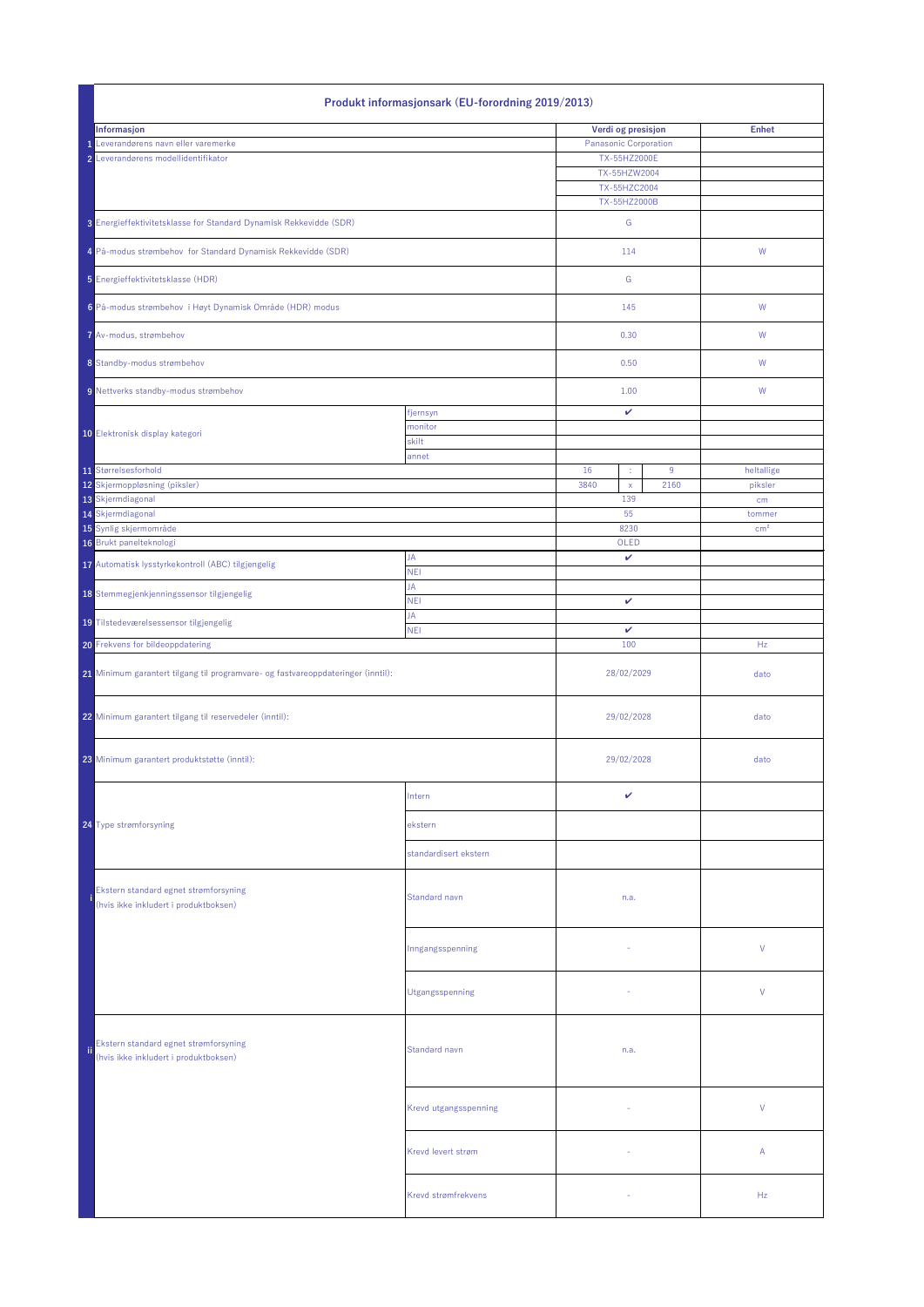| | Produkt informasjonsark (EU-forordning 2019/2013) | | | | | |
|---|---|---|---|---|---|---|
| | **Informasjon** | | **Verdi og presisjon** | | | **Enhet** |
| 1 | Leverandørens navn eller varemerke | | Panasonic Corporation | | | |
| 2 | Leverandørens modellidentifikator | | TX-55HZ2000E | | | |
| | | | TX-55HZW2004 | | | |
| | | | TX-55HZC2004 | | | |
| | | | TX-55HZ2000B | | | |
| 3 | Energieffektivitetsklasse for Standard Dynamisk Rekkevidde (SDR) | | G | | | |
| 4 | På-modus strømbehov for Standard Dynamisk Rekkevidde (SDR) | | 114 | | | W |
| 5 | Energieffektivitetsklasse (HDR) | | G | | | |
| 6 | På-modus strømbehov i Høyt Dynamisk Område (HDR) modus | | 145 | | | W |
| 7 | Av-modus, strømbehov | | 0.30 | | | W |
| 8 | Standby-modus strømbehov | | 0.50 | | | W |
| 9 | Nettverks standby-modus strømbehov | | 1.00 | | | W |
| 10 | Elektronisk display kategori | fjernsyn | ✔ | | | |
| | | monitor | | | | |
| | | skilt | | | | |
| | | annet | | | | |
| 11 | Størrelsesforhold | | 16 | : | 9 | heltallige |
| 12 | Skjermoppløsning (piksler) | | 3840 | x | 2160 | piksler |
| 13 | Skjermdiagonal | | 139 | | | cm |
| 14 | Skjermdiagonal | | 55 | | | tommer |
| 15 | Synlig skjermområde | | 8230 | | | cm² |
| 16 | Brukt panelteknologi | | OLED | | | |
| 17 | Automatisk lysstyrkekontroll (ABC) tilgjengelig | JA | ✔ | | | |
| | | NEI | | | | |
| 18 | Stemmegjenkjenningssensor tilgjengelig | JA | | | | |
| | | NEI | ✔ | | | |
| 19 | Tilstedeværelsessensor tilgjengelig | JA | | | | |
| | | NEI | ✔ | | | |
| 20 | Frekvens for bildeoppdatering | | 100 | | | Hz |
| 21 | Minimum garantert tilgang til programvare- og fastvareoppdateringer (inntil): | | 28/02/2029 | | | dato |
| 22 | Minimum garantert tilgang til reservedeler (inntil): | | 29/02/2028 | | | dato |
| 23 | Minimum garantert produktstøtte (inntil): | | 29/02/2028 | | | dato |
| 24 | Type strømforsyning | Intern | ✔ | | | |
| | | ekstern | | | | |
| | | standardisert ekstern | | | | |
| i | Ekstern standard egnet strømforsyning (hvis ikke inkludert i produktboksen) | Standard navn | n.a. | | | |
| | | Inngangsspenning | - | | | V |
| | | Utgangsspenning | - | | | V |
| ii | Ekstern standard egnet strømforsyning (hvis ikke inkludert i produktboksen) | Standard navn | n.a. | | | |
| | | Krevd utgangsspenning | - | | | V |
| | | Krevd levert strøm | - | | | A |
| | | Krevd strømfrekvens | - | | | Hz |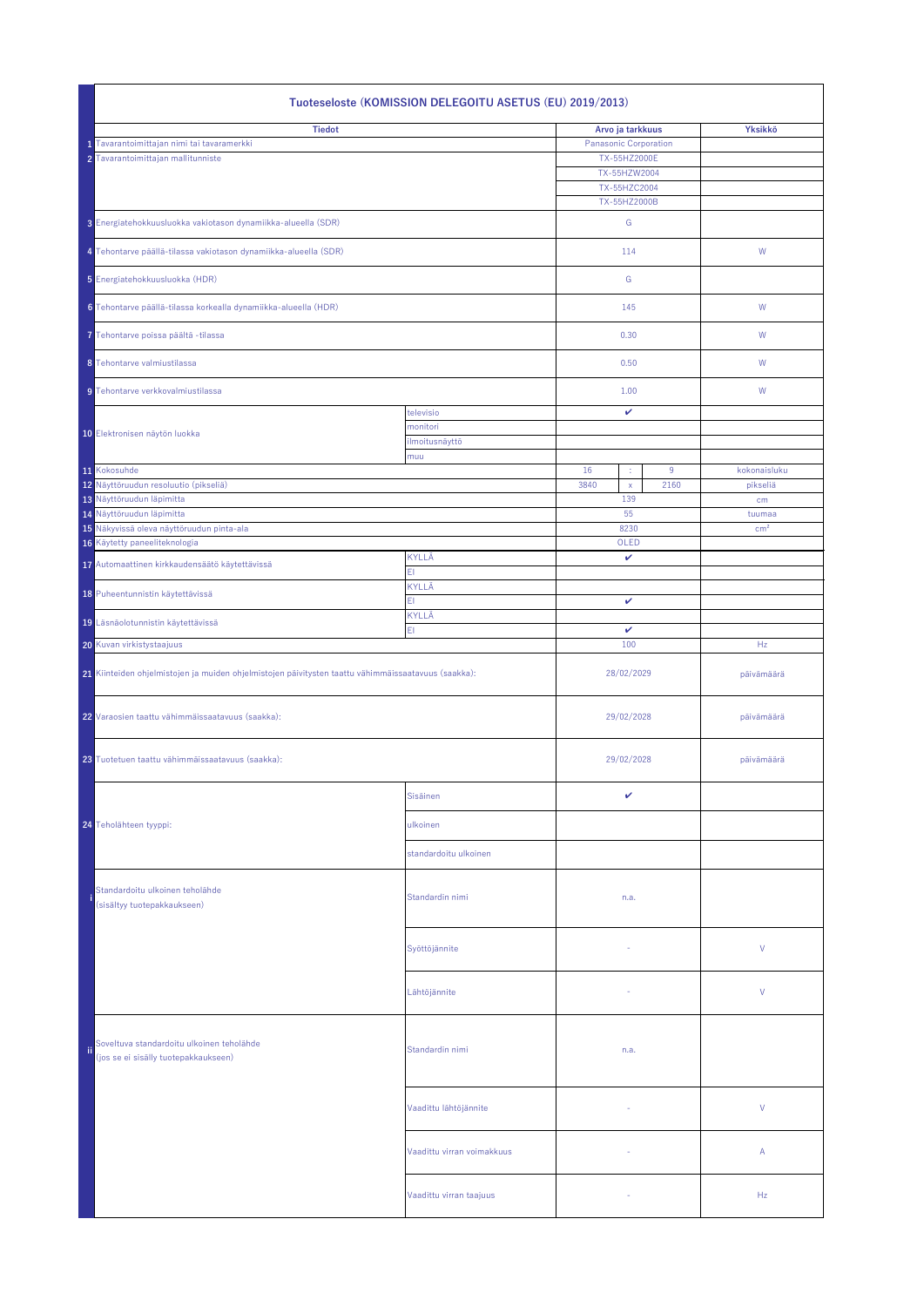# Tuoteseloste (KOMISSION DELEGOITU ASETUS (EU) 2019/2013)

| | Tiedot | | Arvo ja tarkkuus | | | Yksikkö |
|---|---|---|---|---|---|---|
| 1 | Tavarantoimittajan nimi tai tavaramerkki | | Panasonic Corporation | | | |
| 2 | Tavarantoimittajan mallitunniste | | TX-55HZ2000E | | | |
| | | | TX-55HZW2004 | | | |
| | | | TX-55HZC2004 | | | |
| | | | TX-55HZ2000B | | | |
| 3 | Energiatehokkuusluokka vakiotason dynamiikka-alueella (SDR) | | G | | | |
| 4 | Tehontarve päällä-tilassa vakiotason dynamiikka-alueella (SDR) | | 114 | | | W |
| 5 | Energiatehokkuusluokka (HDR) | | G | | | |
| 6 | Tehontarve päällä-tilassa korkealla dynamiikka-alueella (HDR) | | 145 | | | W |
| 7 | Tehontarve poissa päältä -tilassa | | 0.30 | | | W |
| 8 | Tehontarve valmiustilassa | | 0.50 | | | W |
| 9 | Tehontarve verkkovalmiustilassa | | 1.00 | | | W |
| 10 | Elektronisen näytön luokka | televisio | ✔ | | | |
| | | monitori | | | | |
| | | ilmoitusnäyttö | | | | |
| | | muu | | | | |
| 11 | Kokosuhde | | 16 | : | 9 | kokonaisluku |
| 12 | Näyttöruudun resoluutio (pikseliä) | | 3840 | x | 2160 | pikseliä |
| 13 | Näyttöruudun läpimitta | | 139 | | | cm |
| 14 | Näyttöruudun läpimitta | | 55 | | | tuumaa |
| 15 | Näkyvissä oleva näyttöruudun pinta-ala | | 8230 | | | cm² |
| 16 | Käytetty paneeliteknologia | | OLED | | | |
| 17 | Automaattinen kirkkaudensäätö käytettävissä | KYLLÄ | ✔ | | | |
| | | EI | | | | |
| 18 | Puheentunnistin käytettävissä | KYLLÄ | | | | |
| | | EI | ✔ | | | |
| 19 | Läsnäolotunnistin käytettävissä | KYLLÄ | | | | |
| | | EI | ✔ | | | |
| 20 | Kuvan virkistystaajuus | | 100 | | | Hz |
| 21 | Kiinteiden ohjelmistojen ja muiden ohjelmistojen päivitysten taattu vähimmäissaatavuus (saakka): | | 28/02/2029 | | | päivämäärä |
| 22 | Varaosien taattu vähimmäissaatavuus (saakka): | | 29/02/2028 | | | päivämäärä |
| 23 | Tuotetuen taattu vähimmäissaatavuus (saakka): | | 29/02/2028 | | | päivämäärä |
| 24 | Teholähteen tyyppi: | Sisäinen | ✔ | | | |
| | | ulkoinen | | | | |
| | | standardoitu ulkoinen | | | | |
| i | Standardoitu ulkoinen teholähde (sisältyy tuotepakkaukseen) | Standardin nimi | n.a. | | | |
| | | Syöttöjännite | - | | | V |
| | | Lähtöjännite | - | | | V |
| ii | Soveltuva standardoitu ulkoinen teholähde (jos se ei sisälly tuotepakkaukseen) | Standardin nimi | n.a. | | | |
| | | Vaadittu lähtöjännite | - | | | V |
| | | Vaadittu virran voimakkuus | - | | | A |
| | | Vaadittu virran taajuus | - | | | Hz |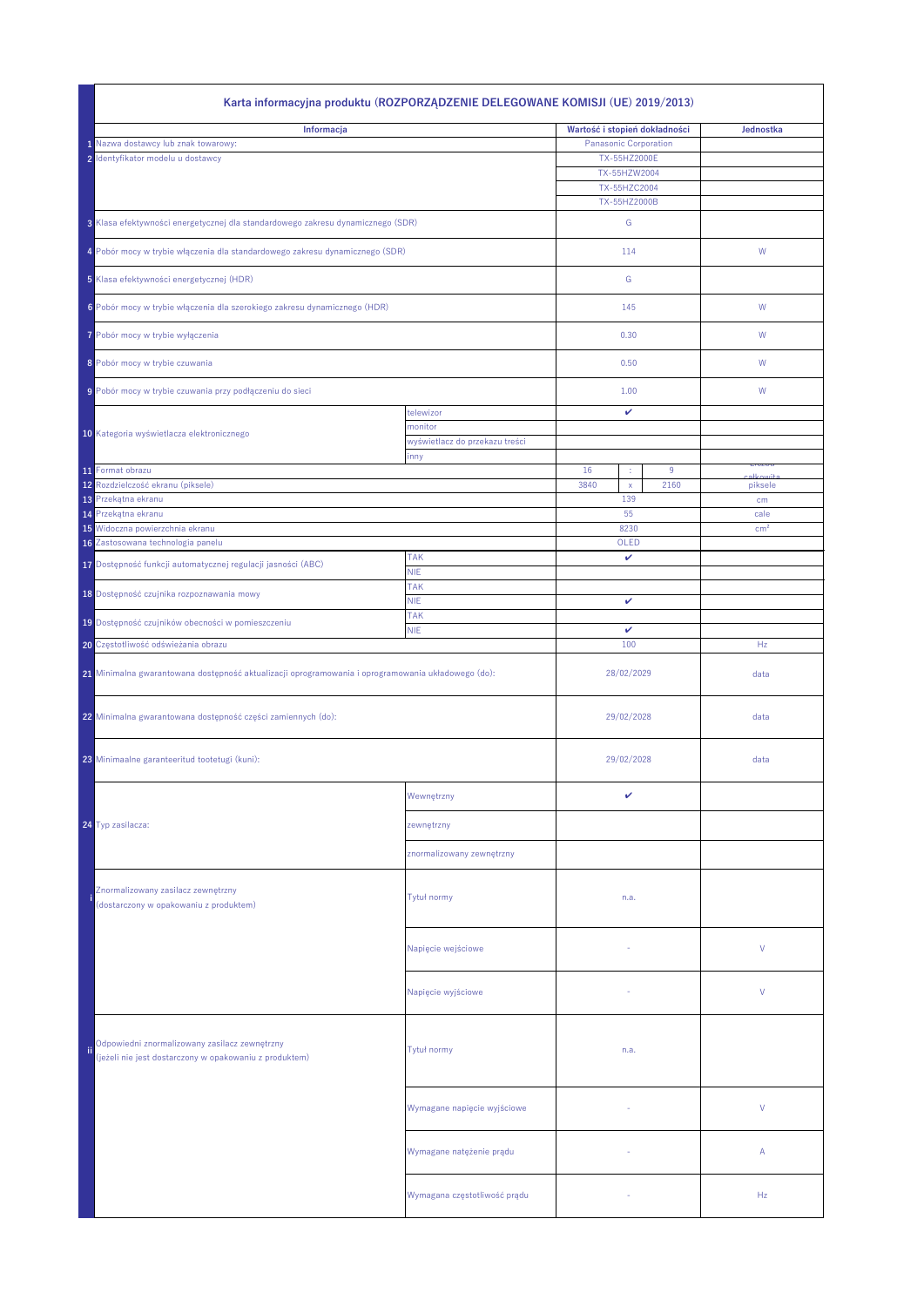| | Karta informacyjna produktu (ROZPORZĄDZENIE DELEGOWANE KOMISJI (UE) 2019/2013) | | | | | |
|---|---|---|---|---|---|---|
| | **Informacja** | | **Wartość i stopień dokładności** | | | **Jednostka** |
| 1 | Nazwa dostawcy lub znak towarowy: | | Panasonic Corporation | | | |
| 2 | Identyfikator modelu u dostawcy | | TX-55HZ2000E | | | |
| | | | TX-55HZW2004 | | | |
| | | | TX-55HZC2004 | | | |
| | | | TX-55HZ2000B | | | |
| 3 | Klasa efektywności energetycznej dla standardowego zakresu dynamicznego (SDR) | | G | | | |
| 4 | Pobór mocy w trybie włączenia dla standardowego zakresu dynamicznego (SDR) | | 114 | | | W |
| 5 | Klasa efektywności energetycznej (HDR) | | G | | | |
| 6 | Pobór mocy w trybie włączenia dla szerokiego zakresu dynamicznego (HDR) | | 145 | | | W |
| 7 | Pobór mocy w trybie wyłączenia | | 0.30 | | | W |
| 8 | Pobór mocy w trybie czuwania | | 0.50 | | | W |
| 9 | Pobór mocy w trybie czuwania przy podłączeniu do sieci | | 1.00 | | | W |
| 10 | Kategoria wyświetlacza elektronicznego | telewizor | ✔ | | | |
| | | monitor | | | | |
| | | wyświetlacz do przekazu treści | | | | |
| | | inny | | | | |
| 11 | Format obrazu | | 16 | : | 9 | liczba całkowita |
| 12 | Rozdzielczość ekranu (piksele) | | 3840 | x | 2160 | piksele |
| 13 | Przekątna ekranu | | 139 | | | cm |
| 14 | Przekątna ekranu | | 55 | | | cale |
| 15 | Widoczna powierzchnia ekranu | | 8230 | | | cm² |
| 16 | Zastosowana technologia panelu | | OLED | | | |
| 17 | Dostępność funkcji automatycznej regulacji jasności (ABC) | TAK | ✔ | | | |
| | | NIE | | | | |
| 18 | Dostępność czujnika rozpoznawania mowy | TAK | | | | |
| | | NIE | ✔ | | | |
| 19 | Dostępność czujników obecności w pomieszczeniu | TAK | | | | |
| | | NIE | ✔ | | | |
| 20 | Częstotliwość odświeżania obrazu | | 100 | | | Hz |
| 21 | Minimalna gwarantowana dostępność aktualizacji oprogramowania i oprogramowania układowego (do): | | 28/02/2029 | | | data |
| 22 | Minimalna gwarantowana dostępność części zamiennych (do): | | 29/02/2028 | | | data |
| 23 | Minimaalne garanteeritud tootetugi (kuni): | | 29/02/2028 | | | data |
| 24 | Typ zasilacza: | Wewnętrzny | ✔ | | | |
| | | zewnętrzny | | | | |
| | | znormalizowany zewnętrzny | | | | |
| i | Znormalizowany zasilacz zewnętrzny (dostarczony w opakowaniu z produktem) | Tytuł normy | n.a. | | | |
| | | Napięcie wejściowe | - | | | V |
| | | Napięcie wyjściowe | - | | | V |
| ii | Odpowiedni znormalizowany zasilacz zewnętrzny (jeżeli nie jest dostarczony w opakowaniu z produktem) | Tytuł normy | n.a. | | | |
| | | Wymagane napięcie wyjściowe | - | | | V |
| | | Wymagane natężenie prądu | - | | | A |
| | | Wymagana częstotliwość prądu | - | | | Hz |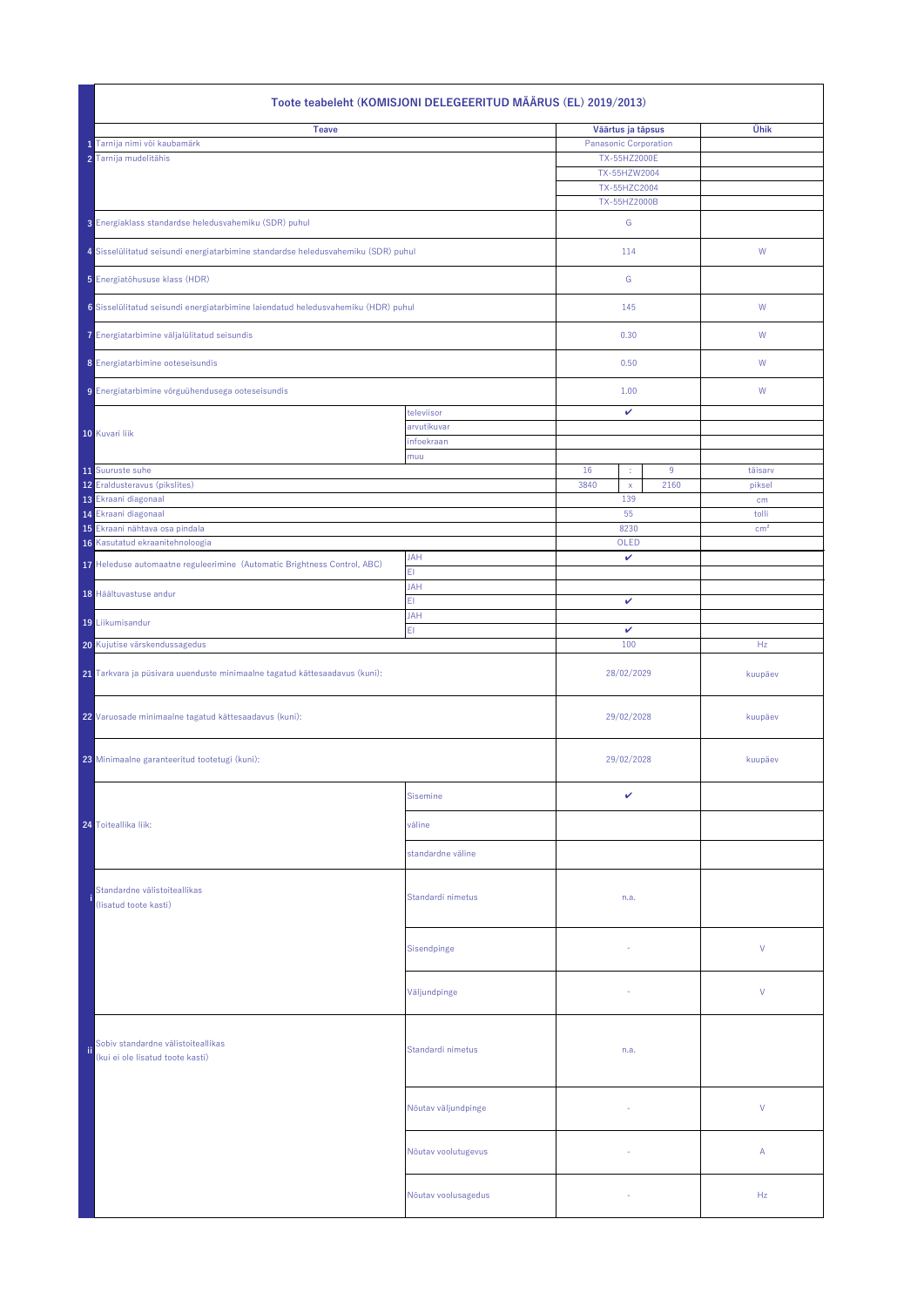# Toote teabeleht (KOMISJONI DELEGEERITUD MÄÄRUS (EL) 2019/2013)

| | Teave | | Väärtus ja täpsus | | | Ühik |
|---|---|---|---|---|---|---|
| 1 | Tarnija nimi või kaubamärk | | Panasonic Corporation | | | |
| 2 | Tarnija mudelitähis | | TX-55HZ2000E | | | |
| | | | TX-55HZW2004 | | | |
| | | | TX-55HZC2004 | | | |
| | | | TX-55HZ2000B | | | |
| 3 | Energiaklass standardse heledusvahemiku (SDR) puhul | | G | | | |
| 4 | Sisselülitatud seisundi energiatarbimine standardse heledusvahemiku (SDR) puhul | | 114 | | | W |
| 5 | Energiatõhususe klass (HDR) | | G | | | |
| 6 | Sisselülitatud seisundi energiatarbimine laiendatud heledusvahemiku (HDR) puhul | | 145 | | | W |
| 7 | Energiatarbimine väljalülitatud seisundis | | 0.30 | | | W |
| 8 | Energiatarbimine ooteseisundis | | 0.50 | | | W |
| 9 | Energiatarbimine võrguühendusega ooteseisundis | | 1.00 | | | W |
| 10 | Kuvari liik | televiisor | ✔ | | | |
| | | arvutikuvar | | | | |
| | | infoekraan | | | | |
| | | muu | | | | |
| 11 | Suuruste suhe | | 16 | : | 9 | täisarv |
| 12 | Eraldusteravus (pikslites) | | 3840 | x | 2160 | piksel |
| 13 | Ekraani diagonaal | | 139 | | | cm |
| 14 | Ekraani diagonaal | | 55 | | | tolli |
| 15 | Ekraani nähtava osa pindala | | 8230 | | | cm² |
| 16 | Kasutatud ekraanitehnoloogia | | OLED | | | |
| 17 | Heleduse automaatne reguleerimine (Automatic Brightness Control, ABC) | JAH | ✔ | | | |
| | | EI | | | | |
| 18 | Häältuvastuse andur | JAH | | | | |
| | | EI | ✔ | | | |
| 19 | Liikumisandur | JAH | | | | |
| | | EI | ✔ | | | |
| 20 | Kujutise värskendussagedus | | 100 | | | Hz |
| 21 | Tarkvara ja püsivara uuenduste minimaalne tagatud kättesaadavus (kuni): | | 28/02/2029 | | | kuupäev |
| 22 | Varuosade minimaalne tagatud kättesaadavus (kuni): | | 29/02/2028 | | | kuupäev |
| 23 | Minimaalne garanteeritud tootetugi (kuni): | | 29/02/2028 | | | kuupäev |
| 24 | Toiteallika liik: | Sisemine | ✔ | | | |
| | | väline | | | | |
| | | standardne väline | | | | |
| i | Standardne välistoiteallikas (lisatud toote kasti) | Standardi nimetus | n.a. | | | |
| | | Sisendpinge | - | | | V |
| | | Väljundpinge | - | | | V |
| ii | Sobiv standardne välistoiteallikas (kui ei ole lisatud toote kasti) | Standardi nimetus | n.a. | | | |
| | | Nõutav väljundpinge | - | | | V |
| | | Nõutav voolutugevus | - | | | A |
| | | Nõutav voolusagedus | - | | | Hz |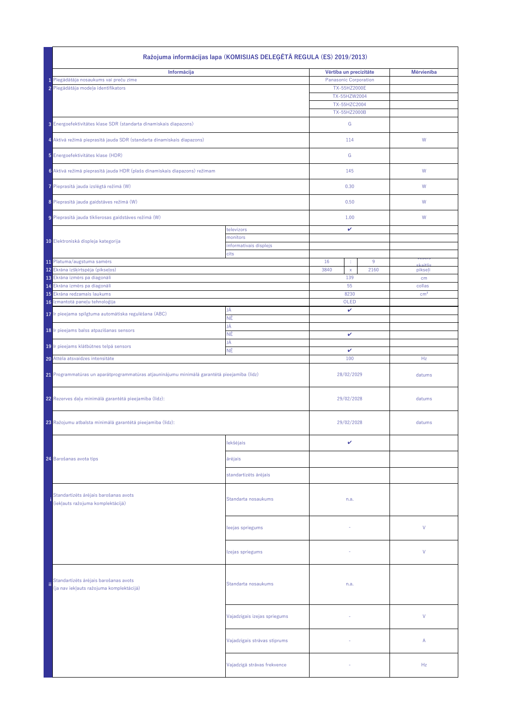## Ražojuma informācijas lapa (KOMISIJAS DELEĢĒTĀ REGULA (ES) 2019/2013)

| | Informācija | | Vērtība un precizitāte | | | Mērvienība |
|---|---|---|---|---|---|---|
| 1 | Piegādātāja nosaukums vai preču zīme | | Panasonic Corporation | | | |
| 2 | Piegādātāja modeļa identifikators | | TX-55HZ2000E | | | |
| | | | TX-55HZW2004 | | | |
| | | | TX-55HZC2004 | | | |
| | | | TX-55HZ2000B | | | |
| 3 | Energoefektivitātes klase SDR (standarta dinamiskais diapazons) | | G | | | |
| 4 | Aktīvā režīmā pieprasītā jauda SDR (standarta dinamiskais diapazons) | | 114 | | | W |
| 5 | Energoefektivitātes klase (HDR) | | G | | | |
| 6 | Aktīvā režīmā pieprasītā jauda HDR (plašs dinamiskais diapazons) režīmam | | 145 | | | W |
| 7 | Pieprasītā jauda izslēgtā režīmā (W) | | 0.30 | | | W |
| 8 | Pieprasītā jauda gaidstāves režīmā (W) | | 0.50 | | | W |
| 9 | Pieprasītā jauda tīklierosas gaidstāves režīmā (W) | | 1.00 | | | W |
| 10 | Elektroniskā displeja kategorija | televizors | ✔ | | | |
| | | monitors | | | | |
| | | informatīvais displejs | | | | |
| | | cits | | | | |
| 11 | Platuma/augstuma samērs | | 16 | : | 9 | vesels skaitlis |
| 12 | Ekrāna izšķirtspēja (pikseļos) | | 3840 | x | 2160 | pikseļi |
| 13 | Ekrāna izmērs pa diagonāli | | 139 | | | cm |
| 14 | Ekrāna izmērs pa diagonāli | | 55 | | | collas |
| 15 | Ekrāna redzamais laukums | | 8230 | | | cm² |
| 16 | Izmantotā paneļu tehnoloģija | | OLED | | | |
| 17 | Ir pieejama spilgtuma automātiska regulēšana (ABC) | JĀ | ✔ | | | |
| | | NĒ | | | | |
| 18 | Ir pieejams balss atpazīšanas sensors | JĀ | | | | |
| | | NĒ | ✔ | | | |
| 19 | Ir pieejams klātbūtnes telpā sensors | JĀ | | | | |
| | | NĒ | ✔ | | | |
| 20 | Attēla atsvaidzes intensitāte | | 100 | | | Hz |
| 21 | Programmatūras un aparātprogrammatūras atjauninājumu minimālā garantētā pieejamība (līdz) | | 28/02/2029 | | | datums |
| 22 | Rezerves daļu minimālā garantētā pieejamība (līdz): | | 29/02/2028 | | | datums |
| 23 | Ražojumu atbalsta minimālā garantētā pieejamība (līdz): | | 29/02/2028 | | | datums |
| 24 | Barošanas avota tips | Iekšējais | ✔ | | | |
| | | ārējais | | | | |
| | | standartizēts ārējais | | | | |
| i | Standartizēts ārējais barošanas avots (iekļauts ražojuma komplektācijā) | Standarta nosaukums | n.a. | | | |
| | | Ieejas spriegums | - | | | V |
| | | Izejas spriegums | - | | | V |
| ii | Standartizēts ārējais barošanas avots (ja nav iekļauts ražojuma komplektācijā) | Standarta nosaukums | n.a. | | | |
| | | Vajadzīgais izejas spriegums | - | | | V |
| | | Vajadzīgais strāvas stiprums | - | | | A |
| | | Vajadzīgā strāvas frekvence | - | | | Hz |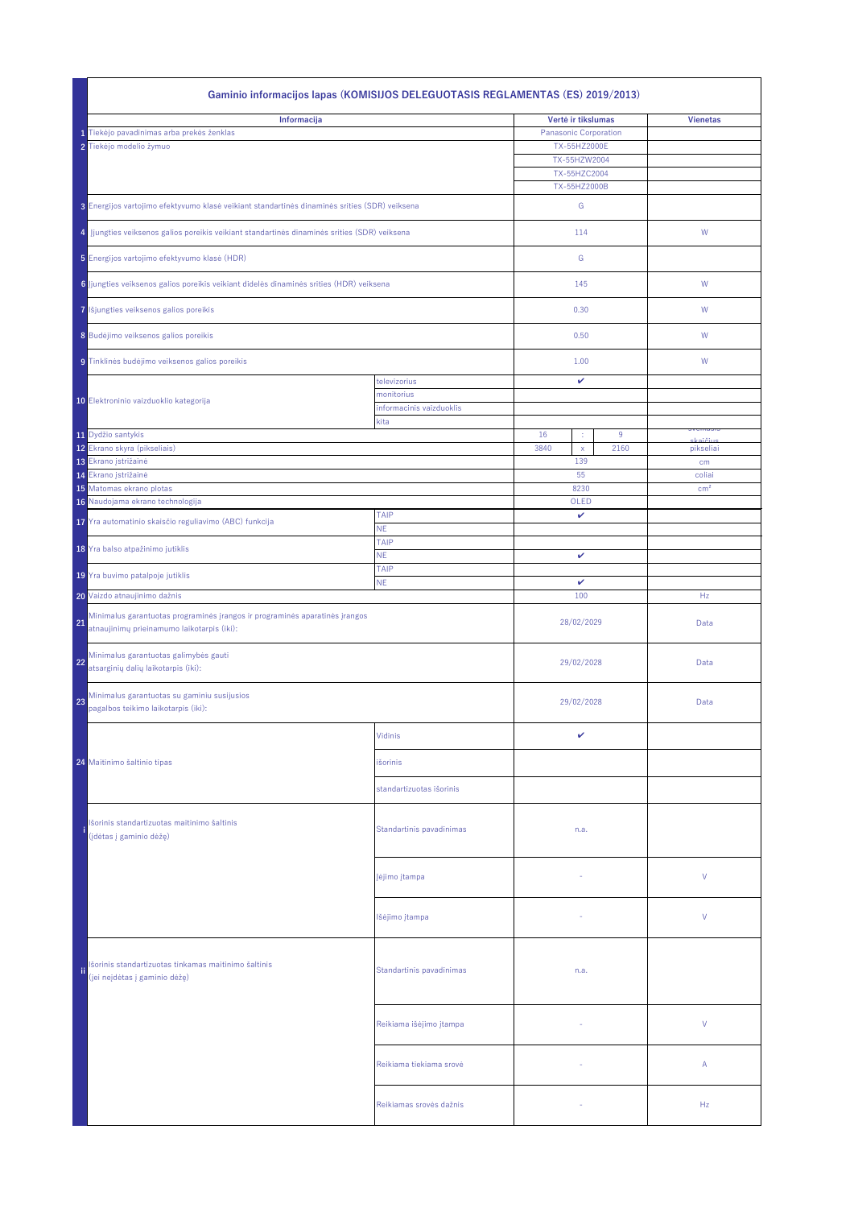## Gaminio informacijos lapas (KOMISIJOS DELEGUOTASIS REGLAMENTAS (ES) 2019/2013)

| | Informacija | | Vertė ir tikslumas | | | Vienetas |
|---|---|---|---|---|---|---|
| 1 | Tiekėjo pavadinimas arba prekės ženklas | | Panasonic Corporation | | | |
| 2 | Tiekėjo modelio žymuo | | TX-55HZ2000E | | | |
| | | | TX-55HZW2004 | | | |
| | | | TX-55HZC2004 | | | |
| | | | TX-55HZ2000B | | | |
| 3 | Energijos vartojimo efektyvumo klasė veikiant standartinės dinaminės srities (SDR) veiksena | | G | | | |
| 4 | Įjungties veiksenos galios poreikis veikiant standartinės dinaminės srities (SDR) veiksena | | 114 | | | W |
| 5 | Energijos vartojimo efektyvumo klasė (HDR) | | G | | | |
| 6 | Įjungties veiksenos galios poreikis veikiant didelės dinaminės srities (HDR) veiksena | | 145 | | | W |
| 7 | Išjungties veiksenos galios poreikis | | 0.30 | | | W |
| 8 | Budėjimo veiksenos galios poreikis | | 0.50 | | | W |
| 9 | Tinklinės budėjimo veiksenos galios poreikis | | 1.00 | | | W |
| 10 | Elektroninio vaizduoklio kategorija | televizorius | ✔ | | | |
| | | monitorius | | | | |
| | | informacinis vaizduoklis | | | | |
| | | kita | | | | |
| 11 | Dydžio santykis | | 16 | : | 9 | sveikasis skaičius |
| 12 | Ekrano skyra (pikseliais) | | 3840 | x | 2160 | pikseliai |
| 13 | Ekrano įstrižainė | | 139 | | | cm |
| 14 | Ekrano įstrižainė | | 55 | | | coliai |
| 15 | Matomas ekrano plotas | | 8230 | | | cm² |
| 16 | Naudojama ekrano technologija | | OLED | | | |
| 17 | Yra automatinio skaisčio reguliavimo (ABC) funkcija | TAIP | ✔ | | | |
| | | NE | | | | |
| 18 | Yra balso atpažinimo jutiklis | TAIP | | | | |
| | | NE | ✔ | | | |
| 19 | Yra buvimo patalpoje jutiklis | TAIP | | | | |
| | | NE | ✔ | | | |
| 20 | Vaizdo atnaujinimo dažnis | | 100 | | | Hz |
| 21 | Minimalus garantuotas programinės įrangos ir programinės aparatinės įrangos atnaujinimų prieinamumo laikotarpis (iki): | | 28/02/2029 | | | Data |
| 22 | Minimalus garantuotas galimybės gauti atsarginių dalių laikotarpis (iki): | | 29/02/2028 | | | Data |
| 23 | Minimalus garantuotas su gaminiu susijusios pagalbos teikimo laikotarpis (iki): | | 29/02/2028 | | | Data |
| 24 | Maitinimo šaltinio tipas | Vidinis | ✔ | | | |
| | | išorinis | | | | |
| | | standartizuotas išorinis | | | | |
| i | Išorinis standartizuotas maitinimo šaltinis (įdėtas į gaminio dėžę) | Standartinis pavadinimas | n.a. | | | |
| | | Įėjimo įtampa | - | | | V |
| | | Išėjimo įtampa | - | | | V |
| ii | Išorinis standartizuotas tinkamas maitinimo šaltinis (jei neįdėtas į gaminio dėžę) | Standartinis pavadinimas | n.a. | | | |
| | | Reikiama išėjimo įtampa | - | | | V |
| | | Reikiama tiekiama srovė | - | | | A |
| | | Reikiamas srovės dažnis | - | | | Hz |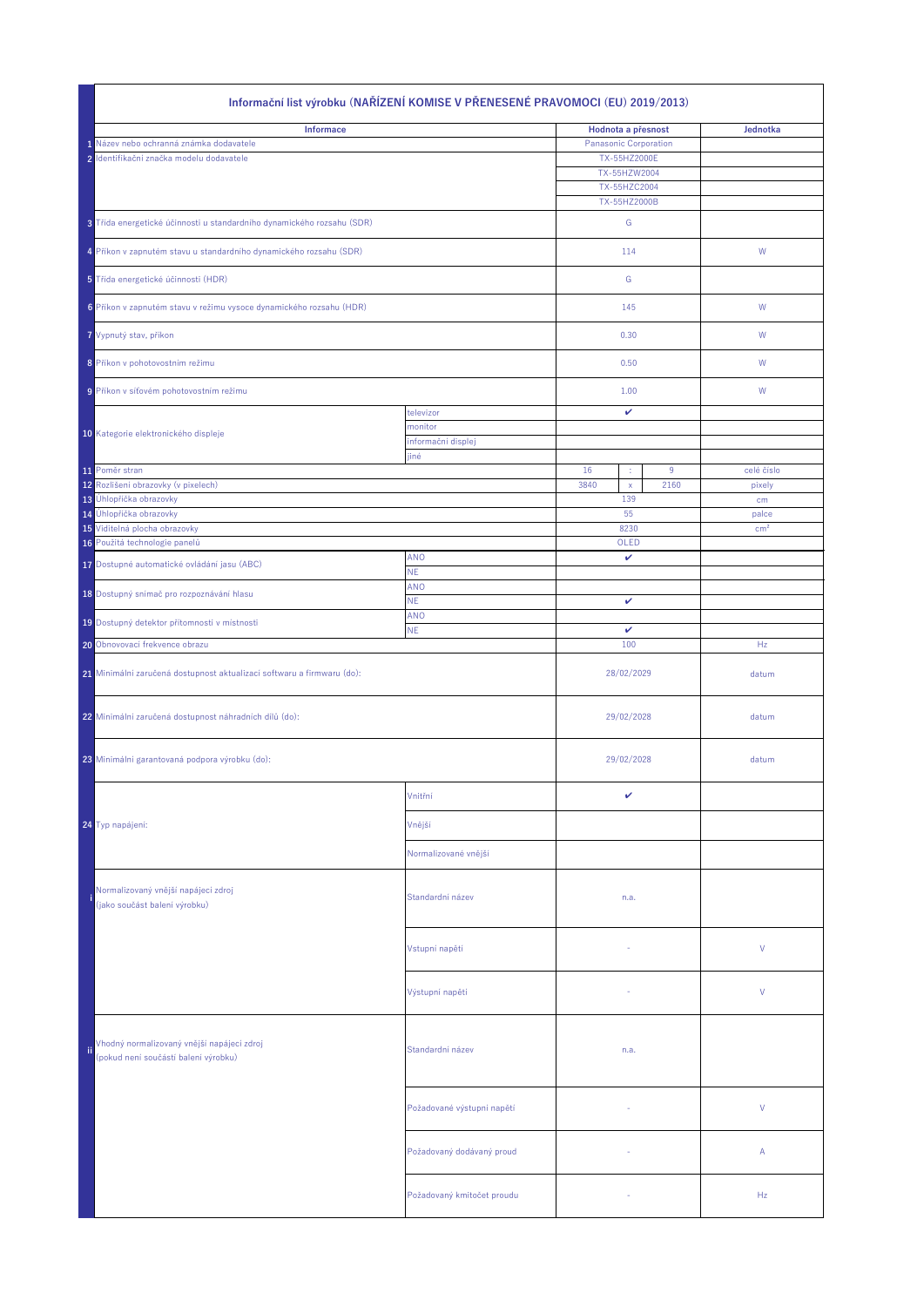## Informační list výrobku (NAŘÍZENÍ KOMISE V PŘENESENÉ PRAVOMOCI (EU) 2019/2013)

| | Informace | | Hodnota a přesnost | | | Jednotka |
|---|---|---|---|---|---|---|
| 1 | Název nebo ochranná známka dodavatele | | Panasonic Corporation | | | |
| 2 | Identifikační značka modelu dodavatele | | TX-55HZ2000E | | | |
| | | | TX-55HZW2004 | | | |
| | | | TX-55HZC2004 | | | |
| | | | TX-55HZ2000B | | | |
| 3 | Třída energetické účinnosti u standardního dynamického rozsahu (SDR) | | G | | | |
| 4 | Příkon v zapnutém stavu u standardního dynamického rozsahu (SDR) | | 114 | | | W |
| 5 | Třída energetické účinnosti (HDR) | | G | | | |
| 6 | Příkon v zapnutém stavu v režimu vysoce dynamického rozsahu (HDR) | | 145 | | | W |
| 7 | Vypnutý stav, příkon | | 0.30 | | | W |
| 8 | Příkon v pohotovostním režimu | | 0.50 | | | W |
| 9 | Příkon v síťovém pohotovostním režimu | | 1.00 | | | W |
| 10 | Kategorie elektronického displeje | televizor | ✔ | | | |
| | | monitor | | | | |
| | | informační displej | | | | |
| | | jiné | | | | |
| 11 | Poměr stran | | 16 | : | 9 | celé číslo |
| 12 | Rozlišení obrazovky (v pixelech) | | 3840 | x | 2160 | pixely |
| 13 | Úhlopříčka obrazovky | | 139 | | | cm |
| 14 | Úhlopříčka obrazovky | | 55 | | | palce |
| 15 | Viditelná plocha obrazovky | | 8230 | | | cm² |
| 16 | Použitá technologie panelů | | OLED | | | |
| 17 | Dostupné automatické ovládání jasu (ABC) | ANO | ✔ | | | |
| | | NE | | | | |
| 18 | Dostupný snímač pro rozpoznávání hlasu | ANO | | | | |
| | | NE | ✔ | | | |
| 19 | Dostupný detektor přítomnosti v místnosti | ANO | | | | |
| | | NE | ✔ | | | |
| 20 | Obnovovací frekvence obrazu | | 100 | | | Hz |
| 21 | Minimální zaručená dostupnost aktualizací softwaru a firmwaru (do): | | 28/02/2029 | | | datum |
| 22 | Minimální zaručená dostupnost náhradních dílů (do): | | 29/02/2028 | | | datum |
| 23 | Minimální garantovaná podpora výrobku (do): | | 29/02/2028 | | | datum |
| 24 | Typ napájení: | Vnitřní | ✔ | | | |
| | | Vnější | | | | |
| | | Normalizované vnější | | | | |
| i | Normalizovaný vnější napájecí zdroj (jako součást balení výrobku) | Standardní název | n.a. | | | |
| | | Vstupní napětí | - | | | V |
| | | Výstupní napětí | - | | | V |
| ii | Vhodný normalizovaný vnější napájecí zdroj (pokud není součástí balení výrobku) | Standardní název | n.a. | | | |
| | | Požadované výstupní napětí | - | | | V |
| | | Požadovaný dodávaný proud | - | | | A |
| | | Požadovaný kmitočet proudu | - | | | Hz |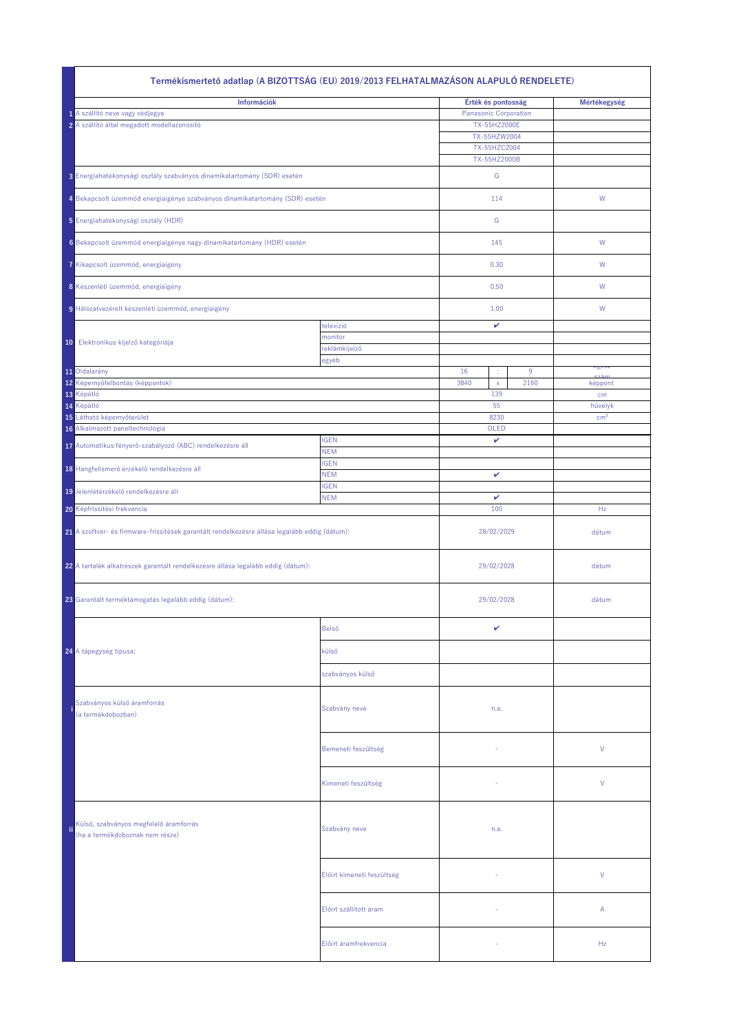## Termékismertető adatlap (A BIZOTTSÁG (EU) 2019/2013 FELHATALMAZÁSON ALAPULÓ RENDELETE)

| | Információk | | Érték és pontosság | | | Mértékegység |
|---|---|---|---|---|---|---|
| 1 | A szállító neve vagy védjegye | | Panasonic Corporation | | | |
| 2 | A szállító által megadott modellazonosító | | TX-55HZ2000E | | | |
| | | | TX-55HZW2004 | | | |
| | | | TX-55HZC2004 | | | |
| | | | TX-55HZ2000B | | | |
| 3 | Energiahatékonysági osztály szabványos dinamikatartomány (SDR) esetén | | G | | | |
| 4 | Bekapcsolt üzemmód energiaigénye szabványos dinamikatartomány (SDR) esetén | | 114 | | | W |
| 5 | Energiahatékonysági osztály (HDR) | | G | | | |
| 6 | Bekapcsolt üzemmód energiaigénye nagy dinamikatartomány (HDR) esetén | | 145 | | | W |
| 7 | Kikapcsolt üzemmód, energiaigény | | 0.30 | | | W |
| 8 | Készenléti üzemmód, energiaigény | | 0.50 | | | W |
| 9 | Hálózatvezérelt készenléti üzemmód, energiaigény | | 1.00 | | | W |
| 10 | Elektronikus kijelző kategóriája | televízió | ✔ | | | |
| | | monitor | | | | |
| | | reklámkijelző | | | | |
| | | egyéb | | | | |
| 11 | Oldalarány | | 16 | : | 9 | egész szám |
| 12 | Képernyőfelbontás (képpontok) | | 3840 | x | 2160 | képpont |
| 13 | Képátló | | 139 | | | cm |
| 14 | Képátló | | 55 | | | hüvelyk |
| 15 | Látható képernyőterület | | 8230 | | | cm² |
| 16 | Alkalmazott paneltechnológia | | OLED | | | |
| 17 | Automatikus fényerő-szabályozó (ABC) rendelkezésre áll | IGEN | ✔ | | | |
| | | NEM | | | | |
| 18 | Hangfelismerő érzékelő rendelkezésre áll | IGEN | | | | |
| | | NEM | ✔ | | | |
| 19 | Jelenlétérzékelő rendelkezésre áll | IGEN | | | | |
| | | NEM | ✔ | | | |
| 20 | Képfrissítési frekvencia | | 100 | | | Hz |
| 21 | A szoftver- és firmware-frissítések garantált rendelkezésre állása legalább eddig (dátum): | | 28/02/2029 | | | dátum |
| 22 | A tartalék alkatrészek garantált rendelkezésre állása legalább eddig (dátum): | | 29/02/2028 | | | dátum |
| 23 | Garantált terméktámogatás legalább eddig (dátum): | | 29/02/2028 | | | dátum |
| 24 | A tápegység típusa: | Belső | ✔ | | | |
| | | külső | | | | |
| | | szabványos külső | | | | |
| i | Szabványos külső áramforrás (a termékdobozban) | Szabvány neve | n.a. | | | |
| | | Bemeneti feszültség | - | | | V |
| | | Kimeneti feszültség | - | | | V |
| ii | Külső, szabványos megfelelő áramforrás (ha a termékdoboznak nem része) | Szabvány neve | n.a. | | | |
| | | Előírt kimeneti feszültség | - | | | V |
| | | Előírt szállított áram | - | | | A |
| | | Előírt áramfrekvencia | - | | | Hz |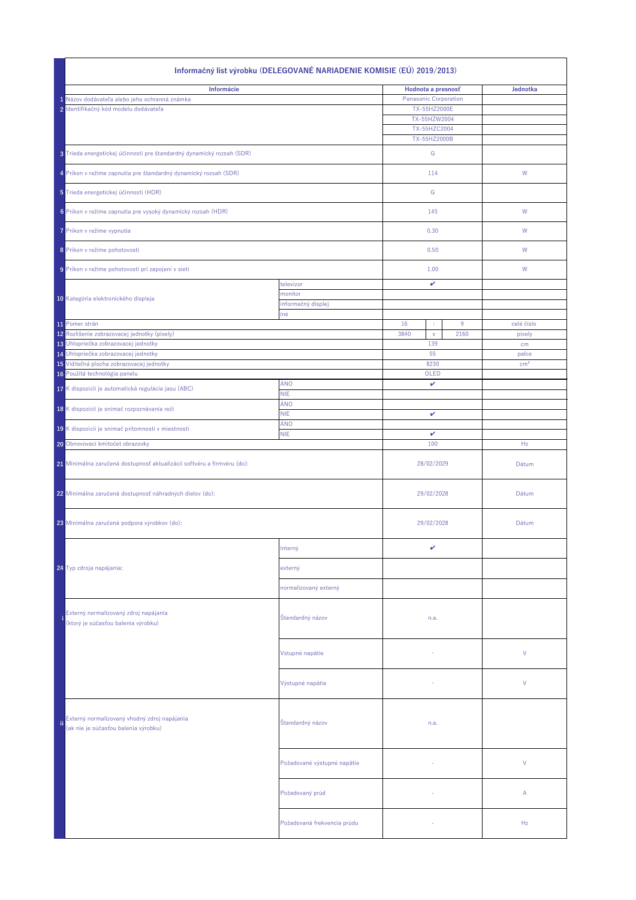# Informačný list výrobku (DELEGOVANÉ NARIADENIE KOMISIE (EÚ) 2019/2013)

| | Informácie | | Hodnota a presnosť | | | Jednotka |
|---|---|---|---|---|---|---|
| 1 | Názov dodávateľa alebo jeho ochranná známka | | Panasonic Corporation | | | |
| 2 | Identifikačný kód modelu dodávateľa | | TX-55HZ2000E | | | |
| | | | TX-55HZW2004 | | | |
| | | | TX-55HZC2004 | | | |
| | | | TX-55HZ2000B | | | |
| 3 | Trieda energetickej účinnosti pre štandardný dynamický rozsah (SDR) | | G | | | |
| 4 | Príkon v režime zapnutia pre štandardný dynamický rozsah (SDR) | | 114 | | | W |
| 5 | Trieda energetickej účinnosti (HDR) | | G | | | |
| 6 | Príkon v režime zapnutia pre vysoký dynamický rozsah (HDR) | | 145 | | | W |
| 7 | Príkon v režime vypnutia | | 0.30 | | | W |
| 8 | Príkon v režime pohotovosti | | 0.50 | | | W |
| 9 | Príkon v režime pohotovosti pri zapojení v sieti | | 1.00 | | | W |
| 10 | Kategória elektronického displeja | televízor | ✔ | | | |
| | | monitor | | | | |
| | | informačný displej | | | | |
| | | iné | | | | |
| 11 | Pomer strán | | 16 | : | 9 | celé číslo |
| 12 | Rozlíšenie zobrazovacej jednotky (pixely) | | 3840 | x | 2160 | pixely |
| 13 | Uhlopriečka zobrazovacej jednotky | | 139 | | | cm |
| 14 | Uhlopriečka zobrazovacej jednotky | | 55 | | | palce |
| 15 | Viditeľná plocha zobrazovacej jednotky | | 8230 | | | cm² |
| 16 | Použitá technológia panelu | | OLED | | | |
| 17 | K dispozícii je automatická regulácia jasu (ABC) | ÁNO | ✔ | | | |
| | | NIE | | | | |
| 18 | K dispozícii je snímač rozpoznávania reči | ÁNO | | | | |
| | | NIE | ✔ | | | |
| 19 | K dispozícii je snímač prítomnosti v miestnosti | ÁNO | | | | |
| | | NIE | ✔ | | | |
| 20 | Obnovovací kmitočet obrazovky | | 100 | | | Hz |
| 21 | Minimálna zaručená dostupnosť aktualizácií softvéru a firmvéru (do): | | 28/02/2029 | | | Dátum |
| 22 | Minimálna zaručená dostupnosť náhradných dielov (do): | | 29/02/2028 | | | Dátum |
| 23 | Minimálna zaručená podpora výrobkov (do): | | 29/02/2028 | | | Dátum |
| 24 | Typ zdroja napájania: | interný | ✔ | | | |
| | | externý | | | | |
| | | normalizovaný externý | | | | |
| i | Externý normalizovaný zdroj napájania (ktorý je súčasťou balenia výrobku) | Štandardný názov | n.a. | | | |
| | | Vstupné napätie | - | | | V |
| | | Výstupné napätie | - | | | V |
| ii | Externý normalizovaný vhodný zdroj napájania (ak nie je súčasťou balenia výrobku) | Štandardný názov | n.a. | | | |
| | | Požadované výstupné napätie | - | | | V |
| | | Požadovaný prúd | - | | | A |
| | | Požadovaná frekvencia prúdu | - | | | Hz |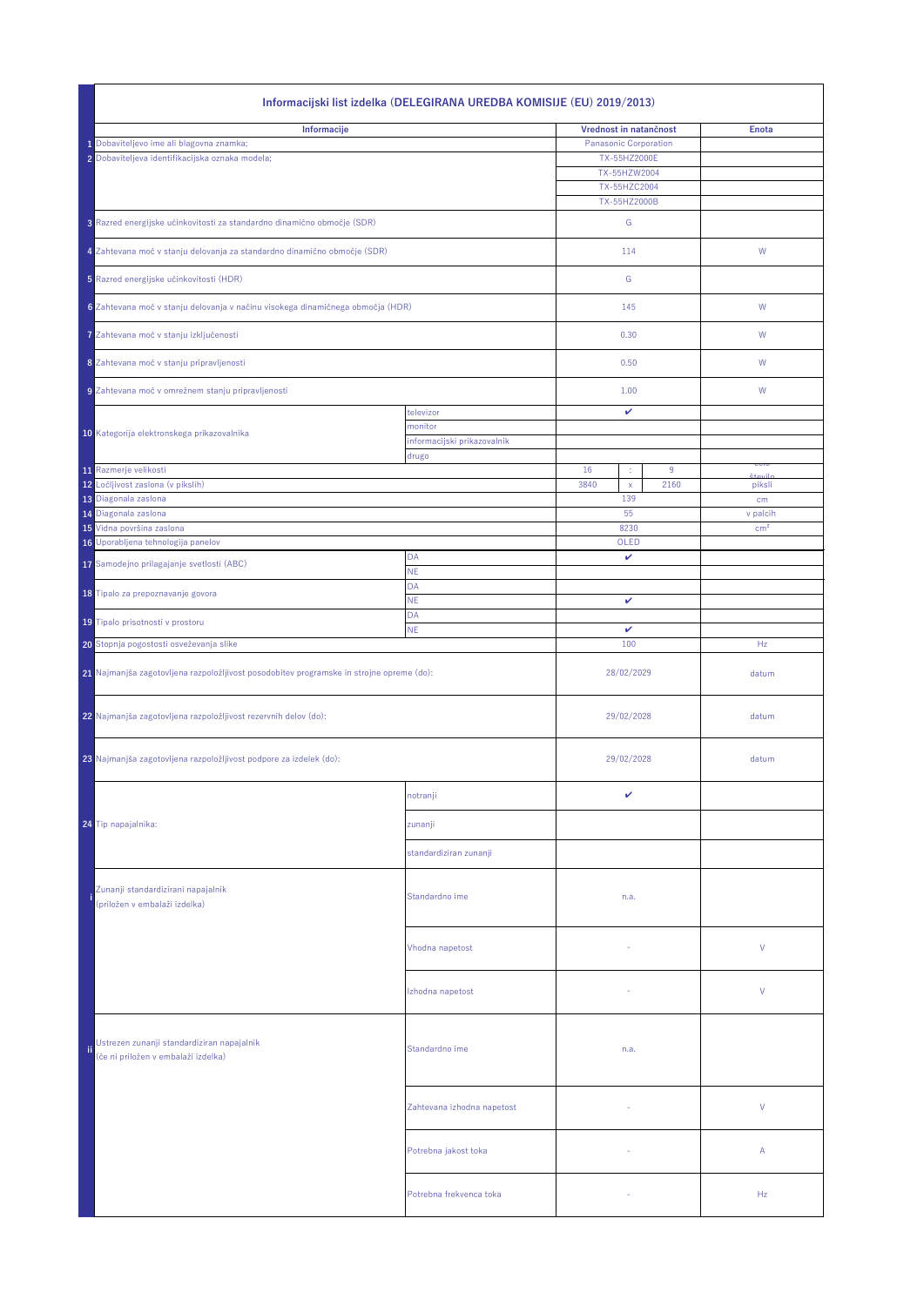| | Informacijski list izdelka (DELEGIRANA UREDBA KOMISIJE (EU) 2019/2013) | | | | | |
|---|---|---|---|---|---|---|
| | **Informacije** | | **Vrednost in natančnost** | | | **Enota** |
| 1 | Dobaviteljevo ime ali blagovna znamka; | | Panasonic Corporation | | | |
| 2 | Dobaviteljeva identifikacijska oznaka modela; | | TX-55HZ2000E | | | |
| | | | TX-55HZW2004 | | | |
| | | | TX-55HZC2004 | | | |
| | | | TX-55HZ2000B | | | |
| 3 | Razred energijske učinkovitosti za standardno dinamično območje (SDR) | | G | | | |
| 4 | Zahtevana moč v stanju delovanja za standardno dinamično območje (SDR) | | 114 | | | W |
| 5 | Razred energijske učinkovitosti (HDR) | | G | | | |
| 6 | Zahtevana moč v stanju delovanja v načinu visokega dinamičnega območja (HDR) | | 145 | | | W |
| 7 | Zahtevana moč v stanju izključenosti | | 0.30 | | | W |
| 8 | Zahtevana moč v stanju pripravljenosti | | 0.50 | | | W |
| 9 | Zahtevana moč v omrežnem stanju pripravljenosti | | 1.00 | | | W |
| 10 | Kategorija elektronskega prikazovalnika | televizor | ✔ | | | |
| | | monitor | | | | |
| | | informacijski prikazovalnik | | | | |
| | | drugo | | | | |
| 11 | Razmerje velikosti | | 16 | : | 9 | celo število |
| 12 | Ločljivost zaslona (v pikslih) | | 3840 | x | 2160 | piksli |
| 13 | Diagonala zaslona | | 139 | | | cm |
| 14 | Diagonala zaslona | | 55 | | | v palcih |
| 15 | Vidna površina zaslona | | 8230 | | | $cm^2$ |
| 16 | Uporabljena tehnologija panelov | | OLED | | | |
| 17 | Samodejno prilagajanje svetlosti (ABC) | DA | ✔ | | | |
| | | NE | | | | |
| 18 | Tipalo za prepoznavanje govora | DA | | | | |
| | | NE | ✔ | | | |
| 19 | Tipalo prisotnosti v prostoru | DA | | | | |
| | | NE | ✔ | | | |
| 20 | Stopnja pogostosti osveževanja slike | | 100 | | | Hz |
| 21 | Najmanjša zagotovljena razpoložljivost posodobitev programske in strojne opreme (do): | | 28/02/2029 | | | datum |
| 22 | Najmanjša zagotovljena razpoložljivost rezervnih delov (do): | | 29/02/2028 | | | datum |
| 23 | Najmanjša zagotovljena razpoložljivost podpore za izdelek (do): | | 29/02/2028 | | | datum |
| 24 | Tip napajalnika: | notranji | ✔ | | | |
| | | zunanji | | | | |
| | | standardiziran zunanji | | | | |
| i | Zunanji standardizirani napajalnik (priložen v embalaži izdelka) | Standardno ime | n.a. | | | |
| | | Vhodna napetost | - | | | V |
| | | Izhodna napetost | - | | | V |
| ii | Ustrezen zunanji standardiziran napajalnik (če ni priložen v embalaži izdelka) | Standardno ime | n.a. | | | |
| | | Zahtevana izhodna napetost | - | | | V |
| | | Potrebna jakost toka | - | | | A |
| | | Potrebna frekvenca toka | - | | | Hz |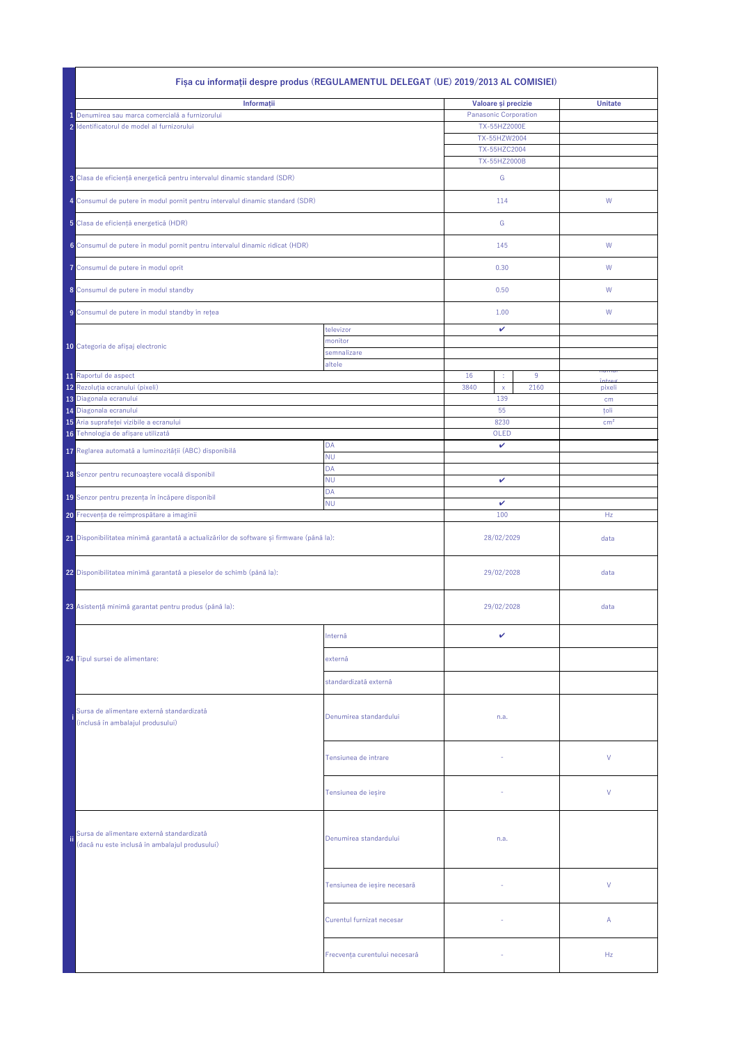## Fișa cu informații despre produs (REGULAMENTUL DELEGAT (UE) 2019/2013 AL COMISIEI)

| | Informații | | Valoare și precizie | | | Unitate |
|---|---|---|---|---|---|---|
| 1 | Denumirea sau marca comercială a furnizorului | | Panasonic Corporation | | | |
| 2 | Identificatorul de model al furnizorului | | TX-55HZ2000E | | | |
| | | | TX-55HZW2004 | | | |
| | | | TX-55HZC2004 | | | |
| | | | TX-55HZ2000B | | | |
| 3 | Clasa de eficiență energetică pentru intervalul dinamic standard (SDR) | | G | | | |
| 4 | Consumul de putere în modul pornit pentru intervalul dinamic standard (SDR) | | 114 | | | W |
| 5 | Clasa de eficiență energetică (HDR) | | G | | | |
| 6 | Consumul de putere în modul pornit pentru intervalul dinamic ridicat (HDR) | | 145 | | | W |
| 7 | Consumul de putere în modul oprit | | 0.30 | | | W |
| 8 | Consumul de putere în modul standby | | 0.50 | | | W |
| 9 | Consumul de putere în modul standby în rețea | | 1.00 | | | W |
| 10 | Categoria de afișaj electronic | televizor | ✔ | | | |
| | | monitor | | | | |
| | | semnalizare | | | | |
| | | altele | | | | |
| 11 | Raportul de aspect | | 16 | : | 9 | număr întreg |
| 12 | Rezoluția ecranului (pixeli) | | 3840 | x | 2160 | pixeli |
| 13 | Diagonala ecranului | | 139 | | | cm |
| 14 | Diagonala ecranului | | 55 | | | țoli |
| 15 | Aria suprafeței vizibile a ecranului | | 8230 | | | cm² |
| 16 | Tehnologia de afișare utilizată | | OLED | | | |
| 17 | Reglarea automată a luminozității (ABC) disponibilă | DA | ✔ | | | |
| | | NU | | | | |
| 18 | Senzor pentru recunoaștere vocală disponibil | DA | | | | |
| | | NU | ✔ | | | |
| 19 | Senzor pentru prezența în încăpere disponibil | DA | | | | |
| | | NU | ✔ | | | |
| 20 | Frecvența de reîmprospătare a imaginii | | 100 | | | Hz |
| 21 | Disponibilitatea minimă garantată a actualizărilor de software și firmware (până la): | | 28/02/2029 | | | data |
| 22 | Disponibilitatea minimă garantată a pieselor de schimb (până la): | | 29/02/2028 | | | data |
| 23 | Asistență minimă garantat pentru produs (până la): | | 29/02/2028 | | | data |
| 24 | Tipul sursei de alimentare: | Internă | ✔ | | | |
| | | externă | | | | |
| | | standardizată externă | | | | |
| i | Sursa de alimentare externă standardizată (inclusă în ambalajul produsului) | Denumirea standardului | n.a. | | | |
| | | Tensiunea de intrare | - | | | V |
| | | Tensiunea de ieșire | - | | | V |
| ii | Sursa de alimentare externă standardizată (dacă nu este inclusă în ambalajul produsului) | Denumirea standardului | n.a. | | | |
| | | Tensiunea de ieșire necesară | - | | | V |
| | | Curentul furnizat necesar | - | | | A |
| | | Frecvența curentului necesară | - | | | Hz |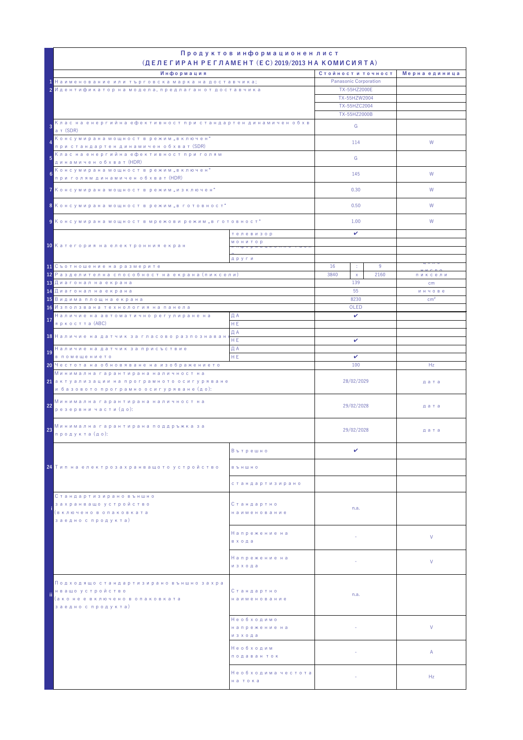# Продуктов информационен лист
## (ДЕЛЕГИРАН РЕГЛАМЕНТ (ЕС) 2019/2013 НА КОМИСИЯТА)

| | Информация | | Стойност и точност | | | Мерна единица |
|---|---|---|---|---|---|---|
| 1 | Наименование или търговска марка на доставчика; | | Panasonic Corporation | | | |
| 2 | Идентификатор на модела, предлаган от доставчика | | TX-55HZ2000E | | | |
| | | | TX-55HZW2004 | | | |
| | | | TX-55HZC2004 | | | |
| | | | TX-55HZ2000B | | | |
| 3 | Клас на енергийна ефективност при стандартен динамичен обхват (SDR) | | G | | | |
| 4 | Консумирана мощност в режим „включен" при стандартен динамичен обхват (SDR) | | 114 | | | W |
| 5 | Клас на енергийна ефективност при голям динамичен обхват (HDR) | | G | | | |
| 6 | Консумирана мощност в режим „включен" при голям динамичен обхват (HDR) | | 145 | | | W |
| 7 | Консумирана мощност в режим „изключен" | | 0.30 | | | W |
| 8 | Консумирана мощност в режим „в готовност" | | 0.50 | | | W |
| 9 | Консумирана мощност в мрежови режим „в готовност" | | 1.00 | | | W |
| 10 | Категория на електронния екран | телевизор | ✔ | | | |
| | | монитор | | | | |
| | | информационно табло | | | | |
| | | други | | | | |
| 11 | Съотношение на размерите | | 16 | : | 9 | цяло число |
| 12 | Разделителна способност на екрана (пиксели) | | 3840 | x | 2160 | пиксели |
| 13 | Диагонал на екрана | | 139 | | | cm |
| 14 | Диагонал на екрана | | 55 | | | инчове |
| 15 | Видима площ на екрана | | 8230 | | | cm² |
| 16 | Използвана технология на панела | | OLED | | | |
| 17 | Наличие на автоматично регулиране на яркостта (ABC) | ДА | ✔ | | | |
| | | НЕ | | | | |
| 18 | Наличие на датчик за гласово разпознаване | ДА | | | | |
| | | НЕ | ✔ | | | |
| 19 | Наличие на датчик за присъствие в помещението | ДА | | | | |
| | | НЕ | ✔ | | | |
| 20 | Честота на обновяване на изображението | | 100 | | | Hz |
| 21 | Минимална гарантирана наличност на актуализации на програмното осигуряване и базовото програмно осигуряване (до): | | 28/02/2029 | | | дата |
| 22 | Минимална гарантирана наличност на резервни части (до): | | 29/02/2028 | | | дата |
| 23 | Минимална гарантирана поддръжка за продукта (до): | | 29/02/2028 | | | дата |
| 24 | Тип на електрозахранващото устройство | Вътрешно | ✔ | | | |
| | | външно | | | | |
| | | стандартизирано | | | | |
| i | Стандартизирано външно захранващо устройство (включено в опаковката заедно с продукта) | Стандартно наименование | n.a. | | | |
| | | Напрежение на входа | - | | | V |
| | | Напрежение на изхода | - | | | V |
| ii | Подходящо стандартизирано външно захранващо устройство (ако не е включено в опаковката заедно с продукта) | Стандартно наименование | n.a. | | | |
| | | Необходимо напрежение на изхода | - | | | V |
| | | Необходим подаван ток | - | | | A |
| | | Необходима честота на тока | - | | | Hz |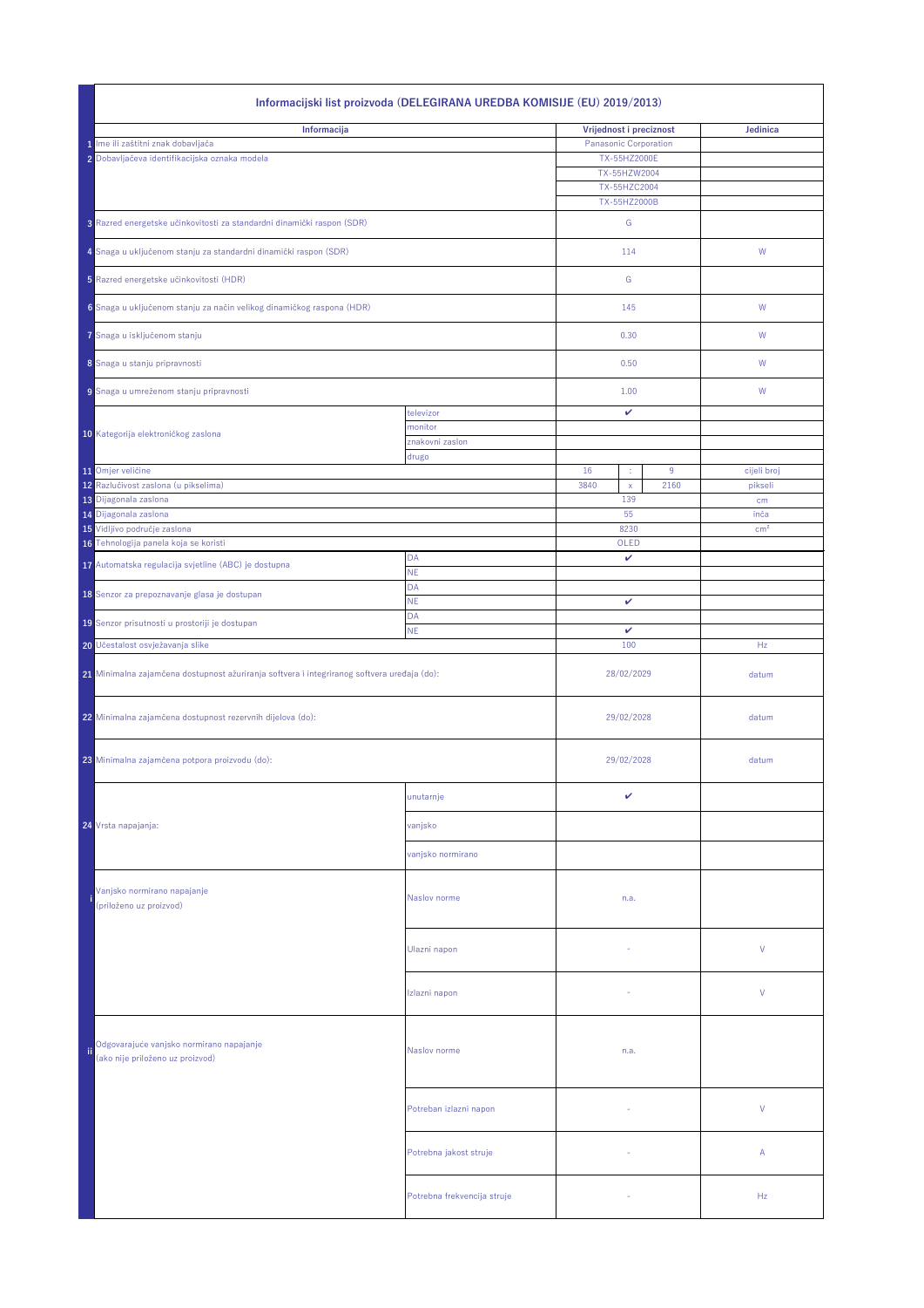## Informacijski list proizvoda (DELEGIRANA UREDBA KOMISIJE (EU) 2019/2013)

| | Informacija | | Vrijednost i preciznost | | | Jedinica |
|---|---|---|---|---|---|---|
| 1 | Ime ili zaštitni znak dobavljača | | Panasonic Corporation | | | |
| 2 | Dobavljačeva identifikacijska oznaka modela | | TX-55HZ2000E | | | |
| | | | TX-55HZW2004 | | | |
| | | | TX-55HZC2004 | | | |
| | | | TX-55HZ2000B | | | |
| 3 | Razred energetske učinkovitosti za standardni dinamički raspon (SDR) | | G | | | |
| 4 | Snaga u uključenom stanju za standardni dinamički raspon (SDR) | | 114 | | | W |
| 5 | Razred energetske učinkovitosti (HDR) | | G | | | |
| 6 | Snaga u uključenom stanju za način velikog dinamičkog raspona (HDR) | | 145 | | | W |
| 7 | Snaga u isključenom stanju | | 0.30 | | | W |
| 8 | Snaga u stanju pripravnosti | | 0.50 | | | W |
| 9 | Snaga u umreženom stanju pripravnosti | | 1.00 | | | W |
| 10 | Kategorija elektroničkog zaslona | televizor | ✔ | | | |
| | | monitor | | | | |
| | | znakovni zaslon | | | | |
| | | drugo | | | | |
| 11 | Omjer veličine | | 16 | : | 9 | cijeli broj |
| 12 | Razlučivost zaslona (u pikselima) | | 3840 | x | 2160 | pikseli |
| 13 | Dijagonala zaslona | | 139 | | | cm |
| 14 | Dijagonala zaslona | | 55 | | | inča |
| 15 | Vidljivo područje zaslona | | 8230 | | | cm² |
| 16 | Tehnologija panela koja se koristi | | OLED | | | |
| 17 | Automatska regulacija svjetline (ABC) je dostupna | DA | ✔ | | | |
| | | NE | | | | |
| 18 | Senzor za prepoznavanje glasa je dostupan | DA | | | | |
| | | NE | ✔ | | | |
| 19 | Senzor prisutnosti u prostoriji je dostupan | DA | | | | |
| | | NE | ✔ | | | |
| 20 | Učestalost osvježavanja slike | | 100 | | | Hz |
| 21 | Minimalna zajamčena dostupnost ažuriranja softvera i integriranog softvera uređaja (do): | | 28/02/2029 | | | datum |
| 22 | Minimalna zajamčena dostupnost rezervnih dijelova (do): | | 29/02/2028 | | | datum |
| 23 | Minimalna zajamčena potpora proizvodu (do): | | 29/02/2028 | | | datum |
| 24 | Vrsta napajanja: | unutarnje | ✔ | | | |
| | | vanjsko | | | | |
| | | vanjsko normirano | | | | |
| i | Vanjsko normirano napajanje (priloženo uz proizvod) | Naslov norme | n.a. | | | |
| | | Ulazni napon | - | | | V |
| | | Izlazni napon | - | | | V |
| ii | Odgovarajuće vanjsko normirano napajanje (ako nije priloženo uz proizvod) | Naslov norme | n.a. | | | |
| | | Potreban izlazni napon | - | | | V |
| | | Potrebna jakost struje | - | | | A |
| | | Potrebna frekvencija struje | - | | | Hz |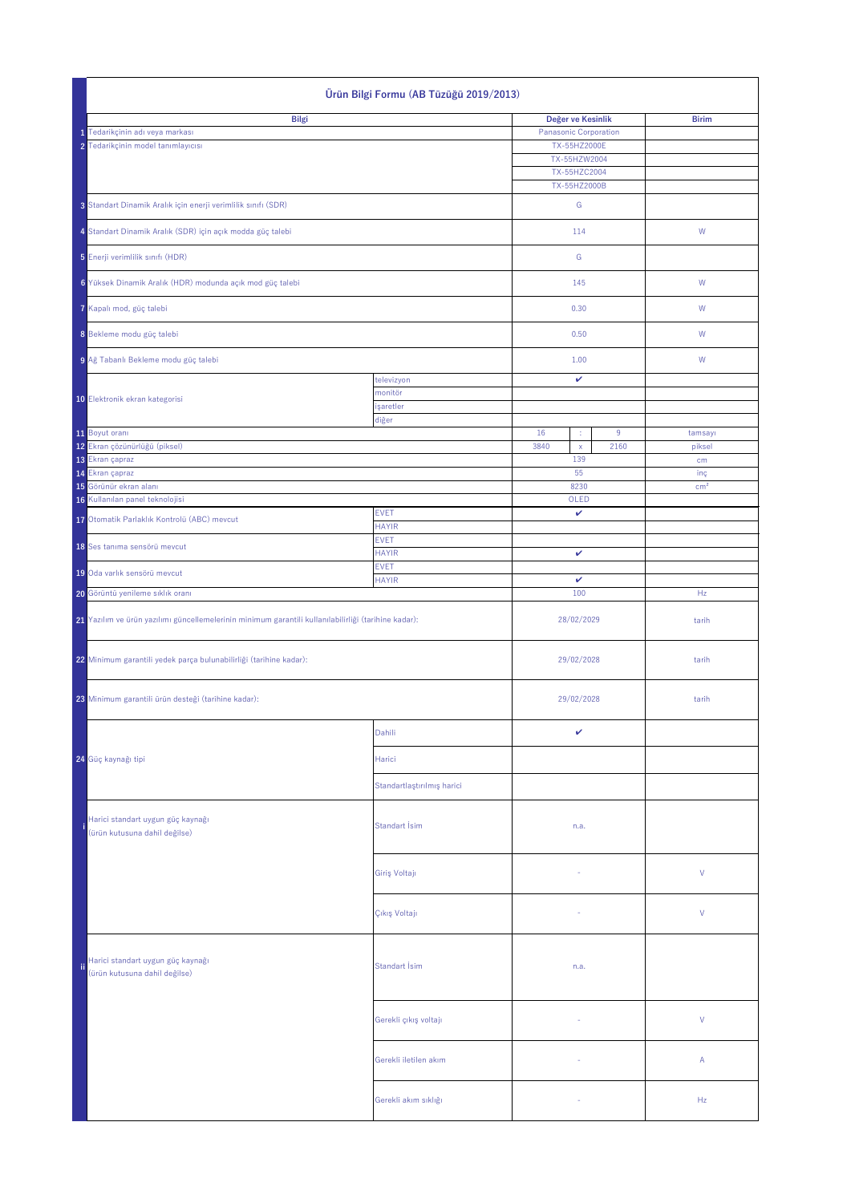# Ürün Bilgi Formu (AB Tüzüğü 2019/2013)

| | Bilgi | | Değer ve Kesinlik | | | Birim |
|---|---|---|---|---|---|---|
| 1 | Tedarikçinin adı veya markası | | Panasonic Corporation | | | |
| 2 | Tedarikçinin model tanımlayıcısı | | TX-55HZ2000E | | | |
| | | | TX-55HZW2004 | | | |
| | | | TX-55HZC2004 | | | |
| | | | TX-55HZ2000B | | | |
| 3 | Standart Dinamik Aralık için enerji verimlilik sınıfı (SDR) | | G | | | |
| 4 | Standart Dinamik Aralık (SDR) için açık modda güç talebi | | 114 | | | W |
| 5 | Enerji verimlilik sınıfı (HDR) | | G | | | |
| 6 | Yüksek Dinamik Aralık (HDR) modunda açık mod güç talebi | | 145 | | | W |
| 7 | Kapalı mod, güç talebi | | 0.30 | | | W |
| 8 | Bekleme modu güç talebi | | 0.50 | | | W |
| 9 | Ağ Tabanlı Bekleme modu güç talebi | | 1.00 | | | W |
| 10 | Elektronik ekran kategorisi | televizyon | ✔ | | | |
| | | monitör | | | | |
| | | işaretler | | | | |
| | | diğer | | | | |
| 11 | Boyut oranı | | 16 | : | 9 | tamsayı |
| 12 | Ekran çözünürlüğü (piksel) | | 3840 | x | 2160 | piksel |
| 13 | Ekran çapraz | | 139 | | | cm |
| 14 | Ekran çapraz | | 55 | | | inç |
| 15 | Görünür ekran alanı | | 8230 | | | cm² |
| 16 | Kullanılan panel teknolojisi | | OLED | | | |
| 17 | Otomatik Parlaklık Kontrolü (ABC) mevcut | EVET | ✔ | | | |
| | | HAYIR | | | | |
| 18 | Ses tanıma sensörü mevcut | EVET | | | | |
| | | HAYIR | ✔ | | | |
| 19 | Oda varlık sensörü mevcut | EVET | | | | |
| | | HAYIR | ✔ | | | |
| 20 | Görüntü yenileme sıklık oranı | | 100 | | | Hz |
| 21 | Yazılım ve ürün yazılımı güncellemelerinin minimum garantili kullanılabilirliği (tarihine kadar): | | 28/02/2029 | | | tarih |
| 22 | Minimum garantili yedek parça bulunabilirliği (tarihine kadar): | | 29/02/2028 | | | tarih |
| 23 | Minimum garantili ürün desteği (tarihine kadar): | | 29/02/2028 | | | tarih |
| 24 | Güç kaynağı tipi | Dahili | ✔ | | | |
| | | Harici | | | | |
| | | Standartlaştırılmış harici | | | | |
| i | Harici standart uygun güç kaynağı (ürün kutusuna dahil değilse) | Standart İsim | n.a. | | | |
| | | Giriş Voltajı | - | | | V |
| | | Çıkış Voltajı | - | | | V |
| ii | Harici standart uygun güç kaynağı (ürün kutusuna dahil değilse) | Standart İsim | n.a. | | | |
| | | Gerekli çıkış voltajı | - | | | V |
| | | Gerekli iletilen akım | - | | | A |
| | | Gerekli akım sıklığı | - | | | Hz |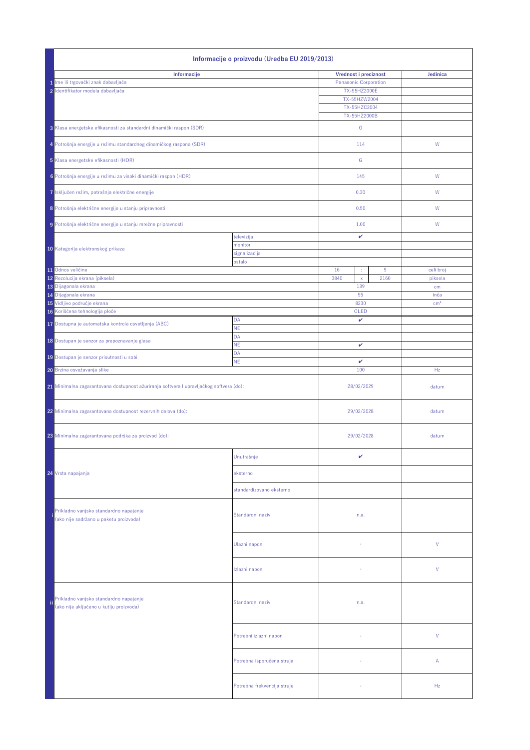# Informacije o proizvodu (Uredba EU 2019/2013)

| | Informacije | | Vrednost i preciznost | | | Jedinica |
|---|---|---|---|---|---|---|
| 1 | Ime ili trgovački znak dobavljača | | Panasonic Corporation | | | |
| 2 | Identifikator modela dobavljača | | TX-55HZ2000E | | | |
| | | | TX-55HZW2004 | | | |
| | | | TX-55HZC2004 | | | |
| | | | TX-55HZ2000B | | | |
| 3 | Klasa energetske efikasnosti za standardni dinamički raspon (SDR) | | G | | | |
| 4 | Potrošnja energije u režimu standardnog dinamičkog raspona (SDR) | | 114 | | | W |
| 5 | Klasa energetske efikasnosti (HDR) | | G | | | |
| 6 | Potrošnja energije u režimu za visoki dinamički raspon (HDR) | | 145 | | | W |
| 7 | Isključen režim, potrošnja električne energije | | 0.30 | | | W |
| 8 | Potrošnja električne energije u stanju pripravnosti | | 0.50 | | | W |
| 9 | Potrošnja električne energije u stanju mrežne pripravnosti | | 1.00 | | | W |
| 10 | Kategorija elektronskog prikaza | televizija | ✔ | | | |
| | | monitor | | | | |
| | | signalizacija | | | | |
| | | ostalo | | | | |
| 11 | Odnos veličine | | 16 | : | 9 | celi broj |
| 12 | Rezolucija ekrana (piksela) | | 3840 | x | 2160 | piksela |
| 13 | Dijagonala ekrana | | 139 | | | cm |
| 14 | Dijagonala ekrana | | 55 | | | inča |
| 15 | Vidljivo područje ekrana | | 8230 | | | cm² |
| 16 | Korišćena tehnologija ploče | | OLED | | | |
| 17 | Dostupna je automatska kontrola osvetljenja (ABC) | DA | ✔ | | | |
| | | NE | | | | |
| 18 | Dostupan je senzor za prepoznavanje glasa | DA | | | | |
| | | NE | ✔ | | | |
| 19 | Dostupan je senzor prisutnosti u sobi | DA | | | | |
| | | NE | ✔ | | | |
| 20 | Brzina osvežavanja slike | | 100 | | | Hz |
| 21 | Minimalna zagarantovana dostupnost ažuriranja softvera i upravljačkog softvera (do): | | 28/02/2029 | | | datum |
| 22 | Minimalna zagarantovana dostupnost rezervnih delova (do): | | 29/02/2028 | | | datum |
| 23 | Minimalna zagarantovana podrška za proizvod (do): | | 29/02/2028 | | | datum |
| 24 | Vrsta napajanja | Unutrašnje | ✔ | | | |
| | | eksterno | | | | |
| | | standardizovano eksterno | | | | |
| i | Prikladno vanjsko standardno napajanje (ako nije sadržano u paketu proizvoda) | Standardni naziv | n.a. | | | |
| | | Ulazni napon | - | | | V |
| | | Izlazni napon | - | | | V |
| ii | Prikladno vanjsko standardno napajanje (ako nije uključeno u kutiju proizvoda) | Standardni naziv | n.a. | | | |
| | | Potrebni izlazni napon | - | | | V |
| | | Potrebna isporučena struja | - | | | A |
| | | Potrebna frekvencija struje | - | | | Hz |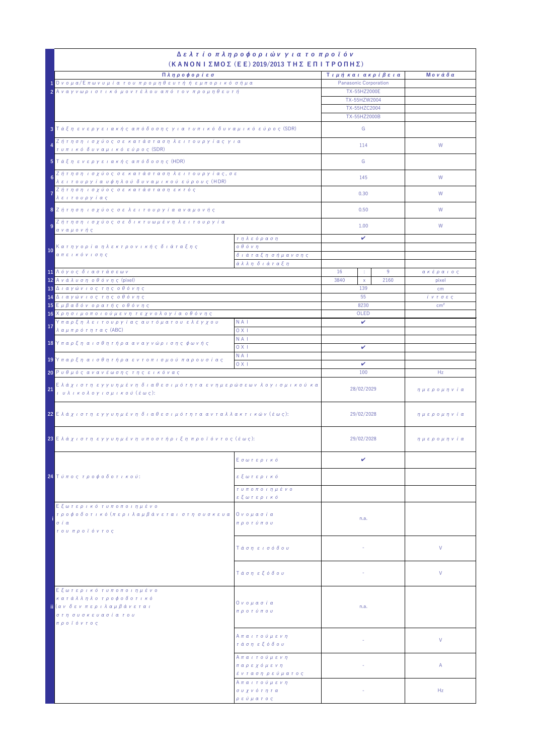# Δελτίο πληροφοριών για το προϊόν
## (ΚΑΝΟΝΙΣΜΟΣ (ΕΕ) 2019/2013 ΤΗΣ ΕΠΙΤΡΟΠΗΣ)

| | Πληροφορίες | | Τιμή και ακρίβεια | | | Μονάδα |
|---|---|---|---|---|---|---|
| 1 | Όνομα/Επωνυμία του προμηθευτή ή εμπορικό σήμα | | Panasonic Corporation | | | |
| 2 | Αναγνωριστικό μοντέλου από τον προμηθευτή | | TX-55HZ2000E | | | |
| | | | TX-55HZW2004 | | | |
| | | | TX-55HZC2004 | | | |
| | | | TX-55HZ2000B | | | |
| 3 | Τάξη ενεργειακής απόδοσης για τυπικό δυναμικό εύρος (SDR) | | G | | | |
| 4 | Ζήτηση ισχύος σε κατάσταση λειτουργίας για τυπικό δυναμικό εύρος (SDR) | | 114 | | | W |
| 5 | Τάξη ενεργειακής απόδοσης (HDR) | | G | | | |
| 6 | Ζήτηση ισχύος σε κατάσταση λειτουργίας, σε λειτουργία υψηλού δυναμικού εύρους (HDR) | | 145 | | | W |
| 7 | Ζήτηση ισχύος σε κατάσταση εκτός λειτουργίας | | 0.30 | | | W |
| 8 | Ζήτηση ισχύος σε λειτουργία αναμονής | | 0.50 | | | W |
| 9 | Ζήτηση ισχύος σε δικτυωμένη λειτουργία αναμονής | | 1.00 | | | W |
| 10 | Κατηγορία ηλεκτρονικής διάταξης απεικόνισης | τηλεόραση | ✔ | | | |
| | | οθόνη | | | | |
| | | διάταξη σήμανσης | | | | |
| | | άλλη διάταξη | | | | |
| 11 | Λόγος διαστάσεων | | 16 | : | 9 | ακέραιος |
| 12 | Ανάλυση οθόνης (pixel) | | 3840 | x | 2160 | pixel |
| 13 | Διαγώνιος της οθόνης | | 139 | | | cm |
| 14 | Διαγώνιος της οθόνης | | 55 | | | ίντσες |
| 15 | Εμβαδόν ορατής οθόνης | | 8230 | | | cm² |
| 16 | Χρησιμοποιούμενη τεχνολογία οθόνης | | OLED | | | |
| 17 | Ύπαρξη λειτουργίας αυτόματου ελέγχου λαμπρότητας (ABC) | ΝΑΙ | ✔ | | | |
| | | ΟΧΙ | | | | |
| 18 | Ύπαρξη αισθητήρα αναγνώρισης φωνής | ΝΑΙ | | | | |
| | | ΟΧΙ | ✔ | | | |
| 19 | Ύπαρξη αισθητήρα εντοπισμού παρουσίας | ΝΑΙ | | | | |
| | | ΟΧΙ | ✔ | | | |
| 20 | Ρυθμός ανανέωσης της εικόνας | | 100 | | | Hz |
| 21 | Ελάχιστη εγγυημένη διαθεσιμότητα ενημερώσεων λογισμικού και υλικολογισμικού (έως): | | 28/02/2029 | | | ημερομηνία |
| 22 | Ελάχιστη εγγυημένη διαθεσιμότητα ανταλλακτικών (έως): | | 29/02/2028 | | | ημερομηνία |
| 23 | Ελάχιστη εγγυημένη υποστήριξη προϊόντος (έως): | | 29/02/2028 | | | ημερομηνία |
| 24 | Τύπος τροφοδοτικού: | Εσωτερικό | ✔ | | | |
| | | εξωτερικό | | | | |
| | | τυποποιημένο εξωτερικό | | | | |
| i | Εξωτερικό τυποποιημένο τροφοδοτικό (περιλαμβάνεται στη συσκευασία του προϊόντος | Ονομασία προτύπου | n.a. | | | |
| | | Τάση εισόδου | - | | | V |
| | | Τάση εξόδου | - | | | V |
| ii | Εξωτερικό τυποποιημένο κατάλληλο τροφοδοτικό (αν δεν περιλαμβάνεται στη συσκευασία του προϊόντος | Ονομασία προτύπου | n.a. | | | |
| | | Απαιτούμενη τάση εξόδου | - | | | V |
| | | Απαιτούμενη παρεχόμενη ένταση ρεύματος | - | | | A |
| | | Απαιτούμενη συχνότητα ρεύματος | - | | | Hz |